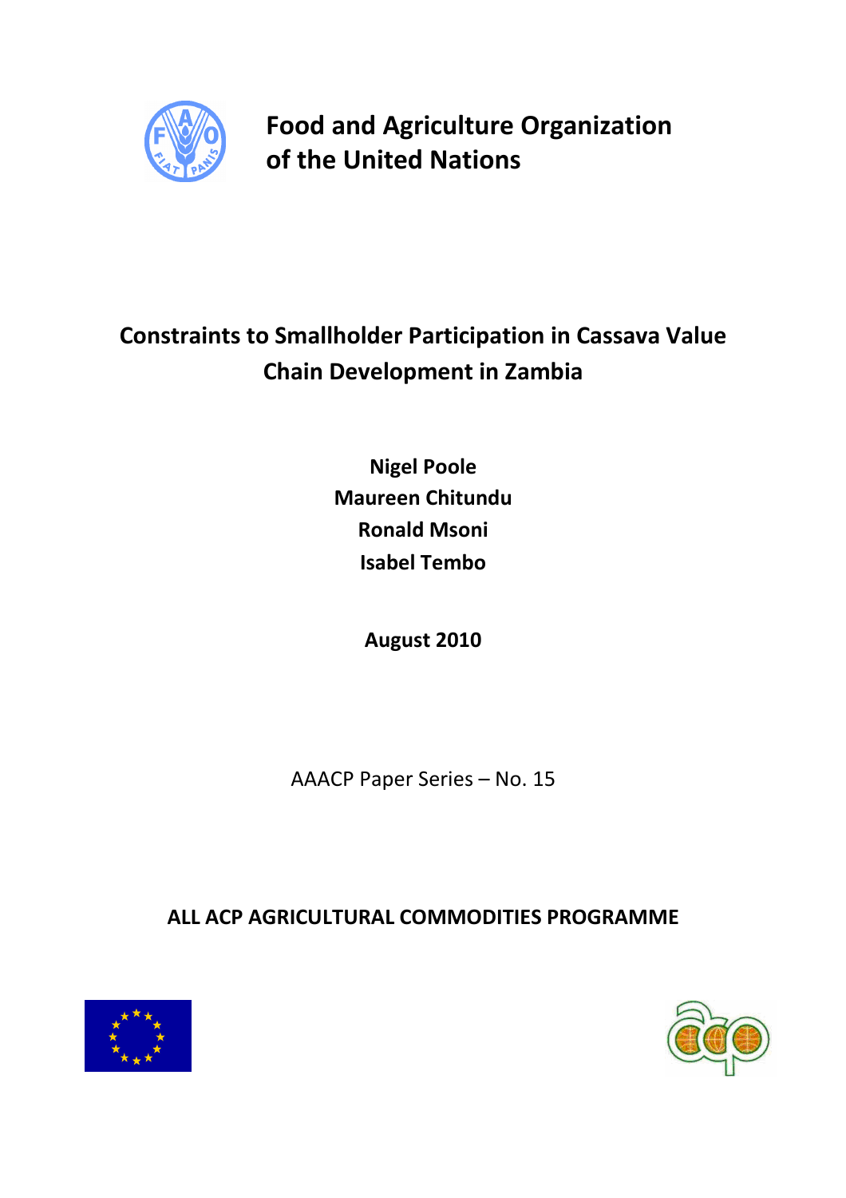**Food and Agriculture Organization of the United Nations**

# Constraints to Smallholder Participation in Cassava Value Chain Development in Zambia

**Nigel Poole**
**Maureen Chitundu**
**Ronald Msoni**
**Isabel Tembo**

**August 2010**

AAACP Paper Series – No. 15

**ALL ACP AGRICULTURAL COMMODITIES PROGRAMME**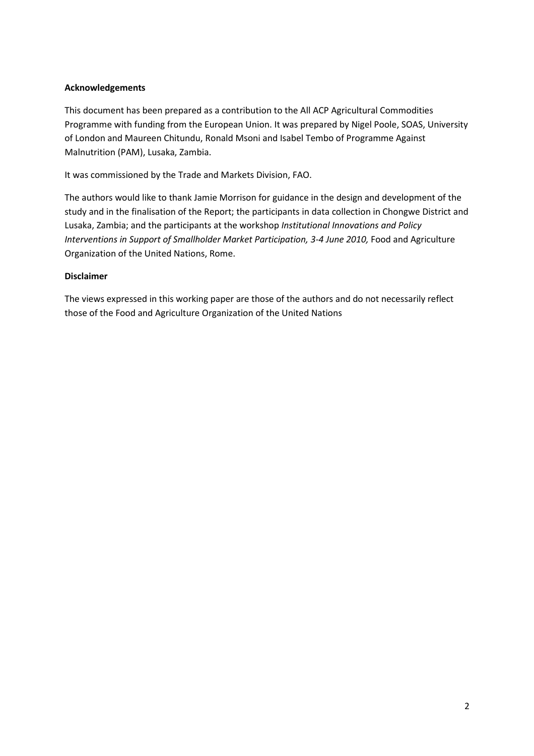**Acknowledgements**

This document has been prepared as a contribution to the All ACP Agricultural Commodities Programme with funding from the European Union. It was prepared by Nigel Poole, SOAS, University of London and Maureen Chitundu, Ronald Msoni and Isabel Tembo of Programme Against Malnutrition (PAM), Lusaka, Zambia.

It was commissioned by the Trade and Markets Division, FAO.

The authors would like to thank Jamie Morrison for guidance in the design and development of the study and in the finalisation of the Report; the participants in data collection in Chongwe District and Lusaka, Zambia; and the participants at the workshop *Institutional Innovations and Policy Interventions in Support of Smallholder Market Participation, 3-4 June 2010,* Food and Agriculture Organization of the United Nations, Rome.

**Disclaimer**

The views expressed in this working paper are those of the authors and do not necessarily reflect those of the Food and Agriculture Organization of the United Nations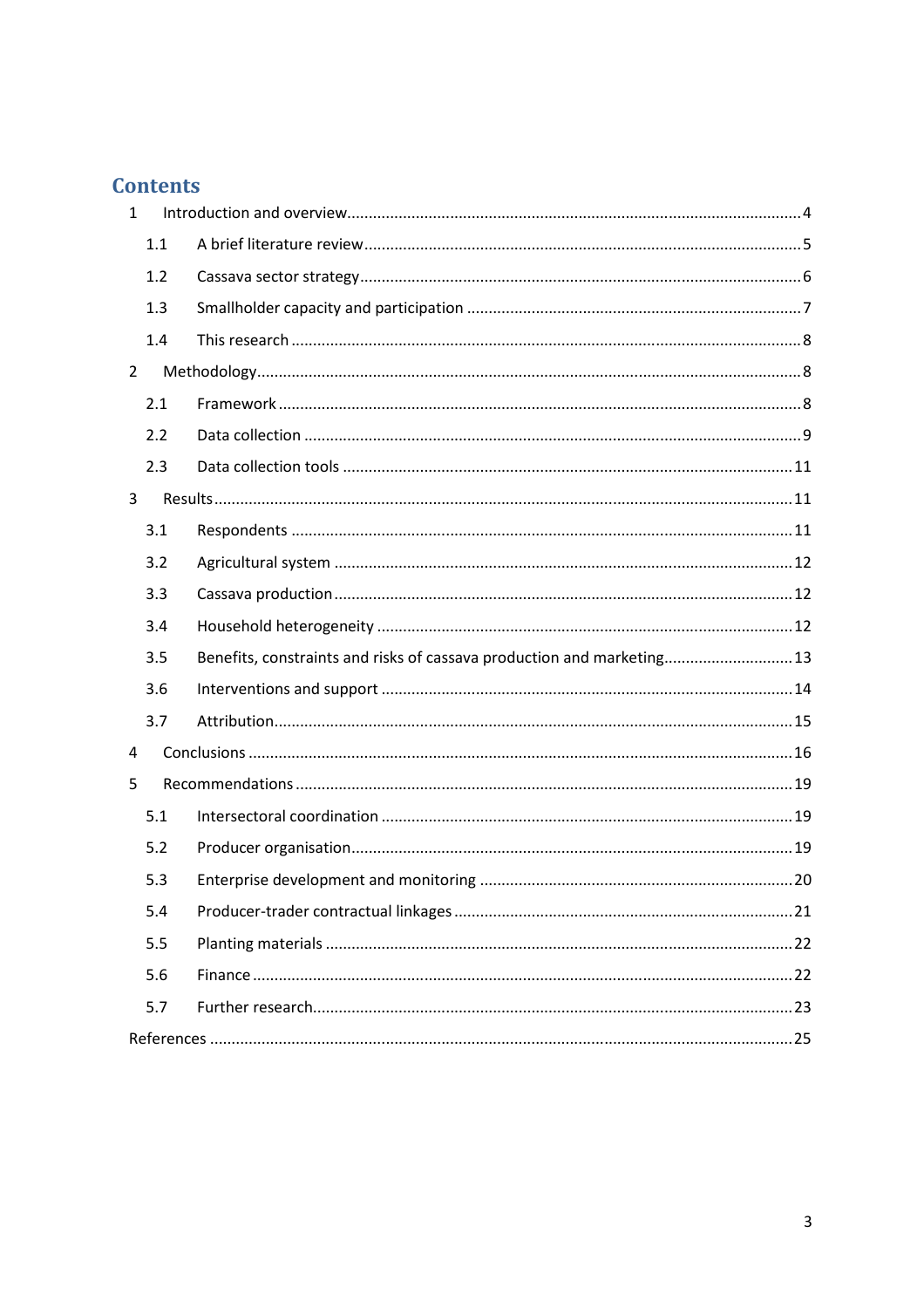# Contents

1 Introduction and overview........................................................................................4

1.1 A brief literature review........................................................................................5

1.2 Cassava sector strategy........................................................................................6

1.3 Smallholder capacity and participation ........................................................................7

1.4 This research ........................................................................................8

2 Methodology........................................................................................8

2.1 Framework ........................................................................................8

2.2 Data collection ........................................................................................9

2.3 Data collection tools ........................................................................................11

3 Results........................................................................................11

3.1 Respondents ........................................................................................11

3.2 Agricultural system ........................................................................................12

3.3 Cassava production........................................................................................12

3.4 Household heterogeneity ........................................................................................12

3.5 Benefits, constraints and risks of cassava production and marketing..............................13

3.6 Interventions and support ........................................................................................14

3.7 Attribution........................................................................................15

4 Conclusions ........................................................................................16

5 Recommendations........................................................................................19

5.1 Intersectoral coordination ........................................................................................19

5.2 Producer organisation........................................................................................19

5.3 Enterprise development and monitoring ........................................................................20

5.4 Producer-trader contractual linkages ........................................................................21

5.5 Planting materials ........................................................................................22

5.6 Finance ........................................................................................22

5.7 Further research........................................................................................23

References ........................................................................................25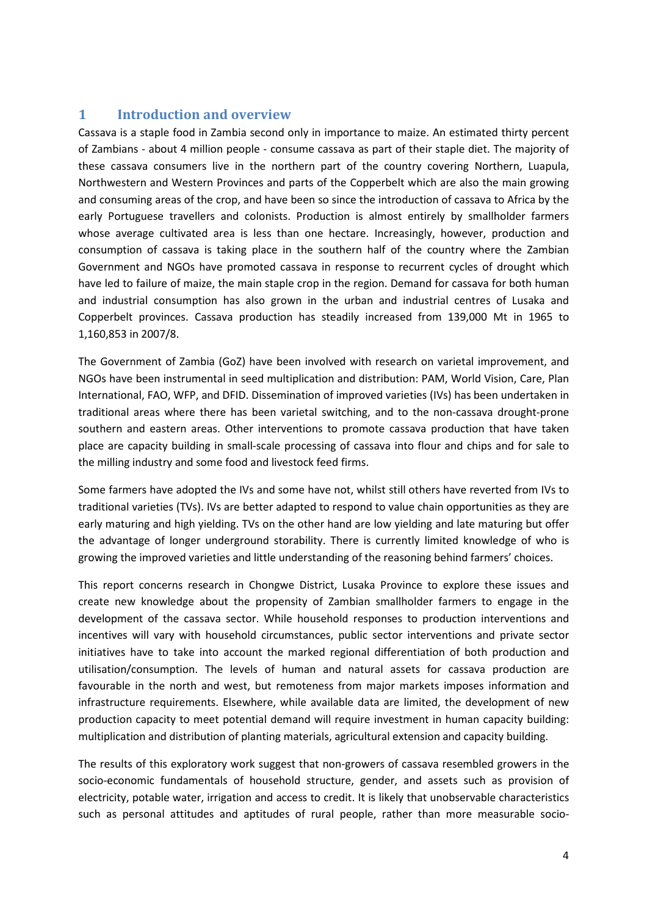# 1 Introduction and overview

Cassava is a staple food in Zambia second only in importance to maize. An estimated thirty percent of Zambians - about 4 million people - consume cassava as part of their staple diet. The majority of these cassava consumers live in the northern part of the country covering Northern, Luapula, Northwestern and Western Provinces and parts of the Copperbelt which are also the main growing and consuming areas of the crop, and have been so since the introduction of cassava to Africa by the early Portuguese travellers and colonists. Production is almost entirely by smallholder farmers whose average cultivated area is less than one hectare. Increasingly, however, production and consumption of cassava is taking place in the southern half of the country where the Zambian Government and NGOs have promoted cassava in response to recurrent cycles of drought which have led to failure of maize, the main staple crop in the region. Demand for cassava for both human and industrial consumption has also grown in the urban and industrial centres of Lusaka and Copperbelt provinces. Cassava production has steadily increased from 139,000 Mt in 1965 to 1,160,853 in 2007/8.

The Government of Zambia (GoZ) have been involved with research on varietal improvement, and NGOs have been instrumental in seed multiplication and distribution: PAM, World Vision, Care, Plan International, FAO, WFP, and DFID. Dissemination of improved varieties (IVs) has been undertaken in traditional areas where there has been varietal switching, and to the non-cassava drought-prone southern and eastern areas. Other interventions to promote cassava production that have taken place are capacity building in small-scale processing of cassava into flour and chips and for sale to the milling industry and some food and livestock feed firms.

Some farmers have adopted the IVs and some have not, whilst still others have reverted from IVs to traditional varieties (TVs). IVs are better adapted to respond to value chain opportunities as they are early maturing and high yielding. TVs on the other hand are low yielding and late maturing but offer the advantage of longer underground storability. There is currently limited knowledge of who is growing the improved varieties and little understanding of the reasoning behind farmers' choices.

This report concerns research in Chongwe District, Lusaka Province to explore these issues and create new knowledge about the propensity of Zambian smallholder farmers to engage in the development of the cassava sector. While household responses to production interventions and incentives will vary with household circumstances, public sector interventions and private sector initiatives have to take into account the marked regional differentiation of both production and utilisation/consumption. The levels of human and natural assets for cassava production are favourable in the north and west, but remoteness from major markets imposes information and infrastructure requirements. Elsewhere, while available data are limited, the development of new production capacity to meet potential demand will require investment in human capacity building: multiplication and distribution of planting materials, agricultural extension and capacity building.

The results of this exploratory work suggest that non-growers of cassava resembled growers in the socio-economic fundamentals of household structure, gender, and assets such as provision of electricity, potable water, irrigation and access to credit. It is likely that unobservable characteristics such as personal attitudes and aptitudes of rural people, rather than more measurable socio-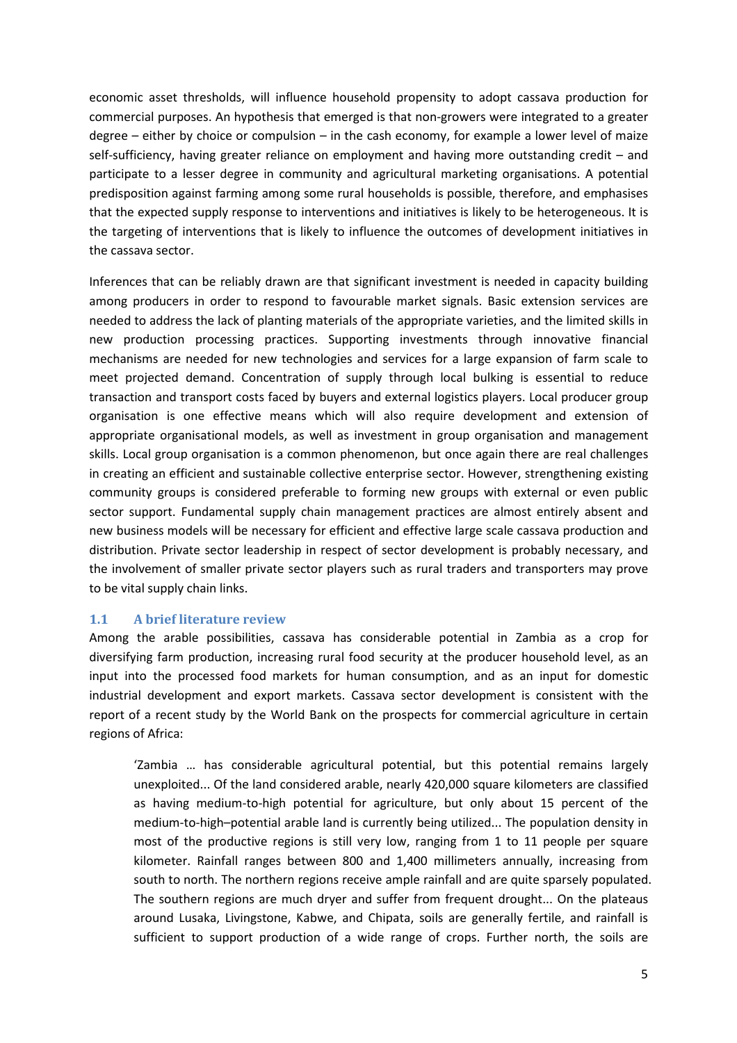economic asset thresholds, will influence household propensity to adopt cassava production for commercial purposes. An hypothesis that emerged is that non-growers were integrated to a greater degree – either by choice or compulsion – in the cash economy, for example a lower level of maize self-sufficiency, having greater reliance on employment and having more outstanding credit – and participate to a lesser degree in community and agricultural marketing organisations. A potential predisposition against farming among some rural households is possible, therefore, and emphasises that the expected supply response to interventions and initiatives is likely to be heterogeneous. It is the targeting of interventions that is likely to influence the outcomes of development initiatives in the cassava sector.

Inferences that can be reliably drawn are that significant investment is needed in capacity building among producers in order to respond to favourable market signals. Basic extension services are needed to address the lack of planting materials of the appropriate varieties, and the limited skills in new production processing practices. Supporting investments through innovative financial mechanisms are needed for new technologies and services for a large expansion of farm scale to meet projected demand. Concentration of supply through local bulking is essential to reduce transaction and transport costs faced by buyers and external logistics players. Local producer group organisation is one effective means which will also require development and extension of appropriate organisational models, as well as investment in group organisation and management skills. Local group organisation is a common phenomenon, but once again there are real challenges in creating an efficient and sustainable collective enterprise sector. However, strengthening existing community groups is considered preferable to forming new groups with external or even public sector support. Fundamental supply chain management practices are almost entirely absent and new business models will be necessary for efficient and effective large scale cassava production and distribution. Private sector leadership in respect of sector development is probably necessary, and the involvement of smaller private sector players such as rural traders and transporters may prove to be vital supply chain links.

## 1.1 A brief literature review

Among the arable possibilities, cassava has considerable potential in Zambia as a crop for diversifying farm production, increasing rural food security at the producer household level, as an input into the processed food markets for human consumption, and as an input for domestic industrial development and export markets. Cassava sector development is consistent with the report of a recent study by the World Bank on the prospects for commercial agriculture in certain regions of Africa:

> 'Zambia … has considerable agricultural potential, but this potential remains largely unexploited... Of the land considered arable, nearly 420,000 square kilometers are classified as having medium-to-high potential for agriculture, but only about 15 percent of the medium-to-high–potential arable land is currently being utilized... The population density in most of the productive regions is still very low, ranging from 1 to 11 people per square kilometer. Rainfall ranges between 800 and 1,400 millimeters annually, increasing from south to north. The northern regions receive ample rainfall and are quite sparsely populated. The southern regions are much dryer and suffer from frequent drought... On the plateaus around Lusaka, Livingstone, Kabwe, and Chipata, soils are generally fertile, and rainfall is sufficient to support production of a wide range of crops. Further north, the soils are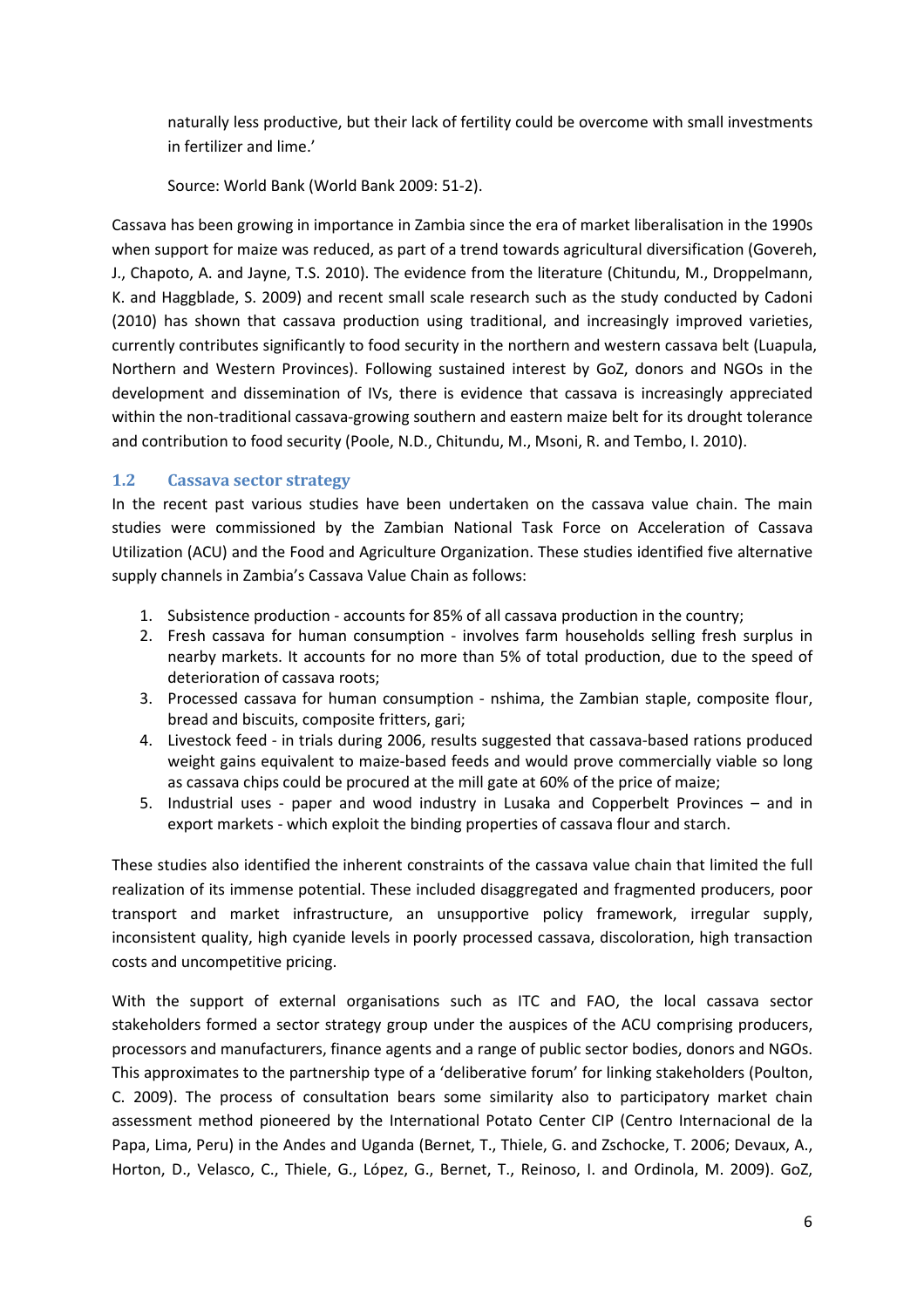naturally less productive, but their lack of fertility could be overcome with small investments in fertilizer and lime.'

Source: World Bank (World Bank 2009: 51-2).

Cassava has been growing in importance in Zambia since the era of market liberalisation in the 1990s when support for maize was reduced, as part of a trend towards agricultural diversification (Govereh, J., Chapoto, A. and Jayne, T.S. 2010). The evidence from the literature (Chitundu, M., Droppelmann, K. and Haggblade, S. 2009) and recent small scale research such as the study conducted by Cadoni (2010) has shown that cassava production using traditional, and increasingly improved varieties, currently contributes significantly to food security in the northern and western cassava belt (Luapula, Northern and Western Provinces). Following sustained interest by GoZ, donors and NGOs in the development and dissemination of IVs, there is evidence that cassava is increasingly appreciated within the non-traditional cassava-growing southern and eastern maize belt for its drought tolerance and contribution to food security (Poole, N.D., Chitundu, M., Msoni, R. and Tembo, I. 2010).

## 1.2 Cassava sector strategy

In the recent past various studies have been undertaken on the cassava value chain. The main studies were commissioned by the Zambian National Task Force on Acceleration of Cassava Utilization (ACU) and the Food and Agriculture Organization. These studies identified five alternative supply channels in Zambia's Cassava Value Chain as follows:

1. Subsistence production - accounts for 85% of all cassava production in the country;
2. Fresh cassava for human consumption - involves farm households selling fresh surplus in nearby markets. It accounts for no more than 5% of total production, due to the speed of deterioration of cassava roots;
3. Processed cassava for human consumption - nshima, the Zambian staple, composite flour, bread and biscuits, composite fritters, gari;
4. Livestock feed - in trials during 2006, results suggested that cassava-based rations produced weight gains equivalent to maize-based feeds and would prove commercially viable so long as cassava chips could be procured at the mill gate at 60% of the price of maize;
5. Industrial uses - paper and wood industry in Lusaka and Copperbelt Provinces – and in export markets - which exploit the binding properties of cassava flour and starch.

These studies also identified the inherent constraints of the cassava value chain that limited the full realization of its immense potential. These included disaggregated and fragmented producers, poor transport and market infrastructure, an unsupportive policy framework, irregular supply, inconsistent quality, high cyanide levels in poorly processed cassava, discoloration, high transaction costs and uncompetitive pricing.

With the support of external organisations such as ITC and FAO, the local cassava sector stakeholders formed a sector strategy group under the auspices of the ACU comprising producers, processors and manufacturers, finance agents and a range of public sector bodies, donors and NGOs. This approximates to the partnership type of a 'deliberative forum' for linking stakeholders (Poulton, C. 2009). The process of consultation bears some similarity also to participatory market chain assessment method pioneered by the International Potato Center CIP (Centro Internacional de la Papa, Lima, Peru) in the Andes and Uganda (Bernet, T., Thiele, G. and Zschocke, T. 2006; Devaux, A., Horton, D., Velasco, C., Thiele, G., López, G., Bernet, T., Reinoso, I. and Ordinola, M. 2009). GoZ,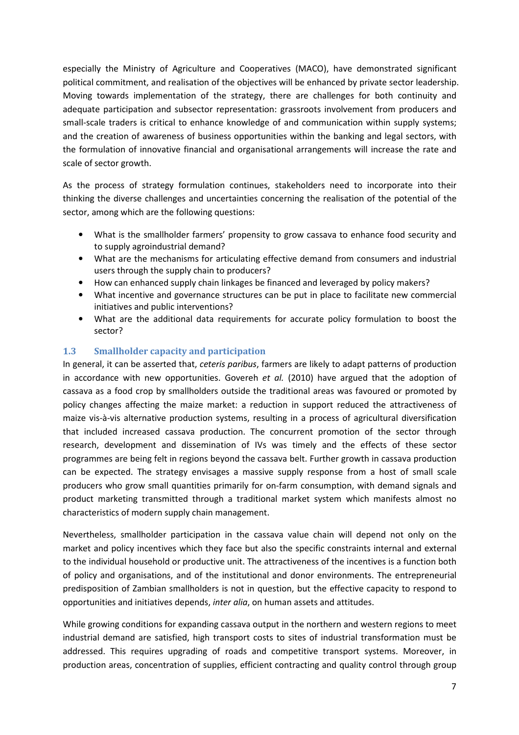especially the Ministry of Agriculture and Cooperatives (MACO), have demonstrated significant political commitment, and realisation of the objectives will be enhanced by private sector leadership. Moving towards implementation of the strategy, there are challenges for both continuity and adequate participation and subsector representation: grassroots involvement from producers and small-scale traders is critical to enhance knowledge of and communication within supply systems; and the creation of awareness of business opportunities within the banking and legal sectors, with the formulation of innovative financial and organisational arrangements will increase the rate and scale of sector growth.

As the process of strategy formulation continues, stakeholders need to incorporate into their thinking the diverse challenges and uncertainties concerning the realisation of the potential of the sector, among which are the following questions:

- What is the smallholder farmers' propensity to grow cassava to enhance food security and to supply agroindustrial demand?
- What are the mechanisms for articulating effective demand from consumers and industrial users through the supply chain to producers?
- How can enhanced supply chain linkages be financed and leveraged by policy makers?
- What incentive and governance structures can be put in place to facilitate new commercial initiatives and public interventions?
- What are the additional data requirements for accurate policy formulation to boost the sector?

## 1.3 Smallholder capacity and participation

In general, it can be asserted that, *ceteris paribus*, farmers are likely to adapt patterns of production in accordance with new opportunities. Govereh *et al.* (2010) have argued that the adoption of cassava as a food crop by smallholders outside the traditional areas was favoured or promoted by policy changes affecting the maize market: a reduction in support reduced the attractiveness of maize vis-à-vis alternative production systems, resulting in a process of agricultural diversification that included increased cassava production. The concurrent promotion of the sector through research, development and dissemination of IVs was timely and the effects of these sector programmes are being felt in regions beyond the cassava belt. Further growth in cassava production can be expected. The strategy envisages a massive supply response from a host of small scale producers who grow small quantities primarily for on-farm consumption, with demand signals and product marketing transmitted through a traditional market system which manifests almost no characteristics of modern supply chain management.

Nevertheless, smallholder participation in the cassava value chain will depend not only on the market and policy incentives which they face but also the specific constraints internal and external to the individual household or productive unit. The attractiveness of the incentives is a function both of policy and organisations, and of the institutional and donor environments. The entrepreneurial predisposition of Zambian smallholders is not in question, but the effective capacity to respond to opportunities and initiatives depends, *inter alia*, on human assets and attitudes.

While growing conditions for expanding cassava output in the northern and western regions to meet industrial demand are satisfied, high transport costs to sites of industrial transformation must be addressed. This requires upgrading of roads and competitive transport systems. Moreover, in production areas, concentration of supplies, efficient contracting and quality control through group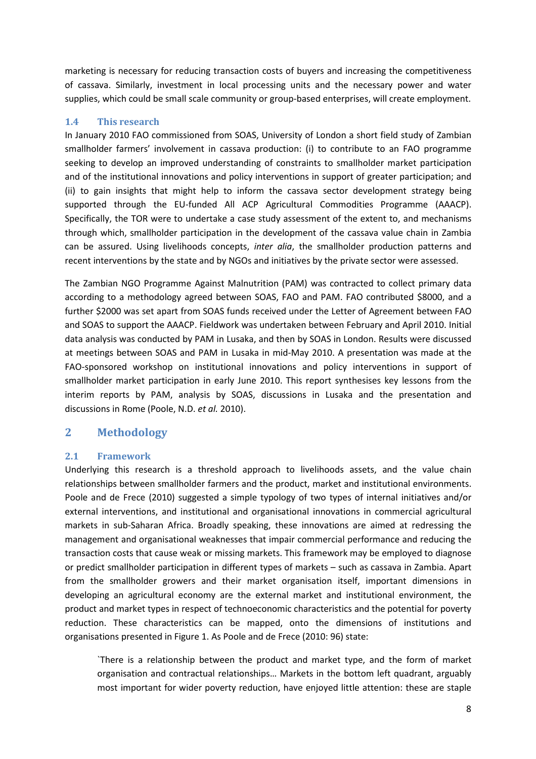marketing is necessary for reducing transaction costs of buyers and increasing the competitiveness of cassava. Similarly, investment in local processing units and the necessary power and water supplies, which could be small scale community or group-based enterprises, will create employment.

### 1.4 This research

In January 2010 FAO commissioned from SOAS, University of London a short field study of Zambian smallholder farmers' involvement in cassava production: (i) to contribute to an FAO programme seeking to develop an improved understanding of constraints to smallholder market participation and of the institutional innovations and policy interventions in support of greater participation; and (ii) to gain insights that might help to inform the cassava sector development strategy being supported through the EU-funded All ACP Agricultural Commodities Programme (AAACP). Specifically, the TOR were to undertake a case study assessment of the extent to, and mechanisms through which, smallholder participation in the development of the cassava value chain in Zambia can be assured. Using livelihoods concepts, *inter alia*, the smallholder production patterns and recent interventions by the state and by NGOs and initiatives by the private sector were assessed.

The Zambian NGO Programme Against Malnutrition (PAM) was contracted to collect primary data according to a methodology agreed between SOAS, FAO and PAM. FAO contributed $8000, and a further $2000 was set apart from SOAS funds received under the Letter of Agreement between FAO and SOAS to support the AAACP. Fieldwork was undertaken between February and April 2010. Initial data analysis was conducted by PAM in Lusaka, and then by SOAS in London. Results were discussed at meetings between SOAS and PAM in Lusaka in mid-May 2010. A presentation was made at the FAO-sponsored workshop on institutional innovations and policy interventions in support of smallholder market participation in early June 2010. This report synthesises key lessons from the interim reports by PAM, analysis by SOAS, discussions in Lusaka and the presentation and discussions in Rome (Poole, N.D. *et al.* 2010).

## 2 Methodology

### 2.1 Framework

Underlying this research is a threshold approach to livelihoods assets, and the value chain relationships between smallholder farmers and the product, market and institutional environments. Poole and de Frece (2010) suggested a simple typology of two types of internal initiatives and/or external interventions, and institutional and organisational innovations in commercial agricultural markets in sub-Saharan Africa. Broadly speaking, these innovations are aimed at redressing the management and organisational weaknesses that impair commercial performance and reducing the transaction costs that cause weak or missing markets. This framework may be employed to diagnose or predict smallholder participation in different types of markets – such as cassava in Zambia. Apart from the smallholder growers and their market organisation itself, important dimensions in developing an agricultural economy are the external market and institutional environment, the product and market types in respect of technoeconomic characteristics and the potential for poverty reduction. These characteristics can be mapped, onto the dimensions of institutions and organisations presented in Figure 1. As Poole and de Frece (2010: 96) state:

> `There is a relationship between the product and market type, and the form of market organisation and contractual relationships… Markets in the bottom left quadrant, arguably most important for wider poverty reduction, have enjoyed little attention: these are staple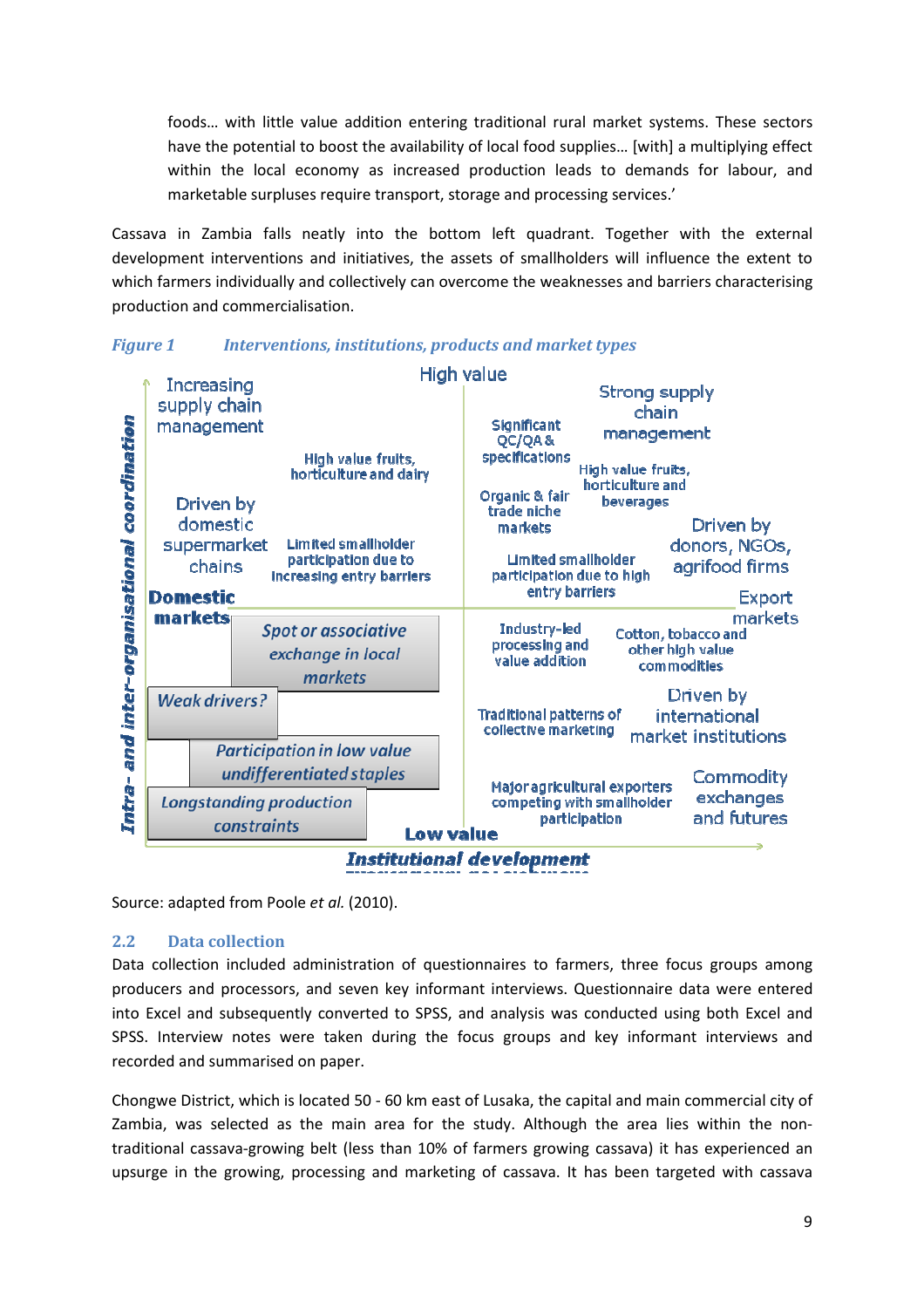foods… with little value addition entering traditional rural market systems. These sectors have the potential to boost the availability of local food supplies… [with] a multiplying effect within the local economy as increased production leads to demands for labour, and marketable surpluses require transport, storage and processing services.'

Cassava in Zambia falls neatly into the bottom left quadrant. Together with the external development interventions and initiatives, the assets of smallholders will influence the extent to which farmers individually and collectively can overcome the weaknesses and barriers characterising production and commercialisation.

*Figure 1 Interventions, institutions, products and market types*

High value

Increasing supply chain management

High value fruits, horticulture and dairy

Driven by domestic supermarket chains

Limited smallholder participation due to increasing entry barriers

Significant QC/QA & specifications

Strong supply chain management

High value fruits, horticulture and beverages

Organic & fair trade niche markets

Driven by donors, NGOs, agrifood firms

Limited smallholder participation due to high entry barriers

Domestic markets

Export markets

*Spot or associative exchange in local markets*

Industry-led processing and value addition

Cotton, tobacco and other high value commodities

*Weak drivers?*

Traditional patterns of collective marketing

Driven by international market institutions

*Participation in low value undifferentiated staples*

*Longstanding production constraints*

Major agricultural exporters competing with smallholder participation

Commodity exchanges and futures

Low value

*Intra- and inter-organisational coordination*

*Institutional development*

Source: adapted from Poole *et al.* (2010).

## 2.2 Data collection

Data collection included administration of questionnaires to farmers, three focus groups among producers and processors, and seven key informant interviews. Questionnaire data were entered into Excel and subsequently converted to SPSS, and analysis was conducted using both Excel and SPSS. Interview notes were taken during the focus groups and key informant interviews and recorded and summarised on paper.

Chongwe District, which is located 50 - 60 km east of Lusaka, the capital and main commercial city of Zambia, was selected as the main area for the study. Although the area lies within the non-traditional cassava-growing belt (less than 10% of farmers growing cassava) it has experienced an upsurge in the growing, processing and marketing of cassava. It has been targeted with cassava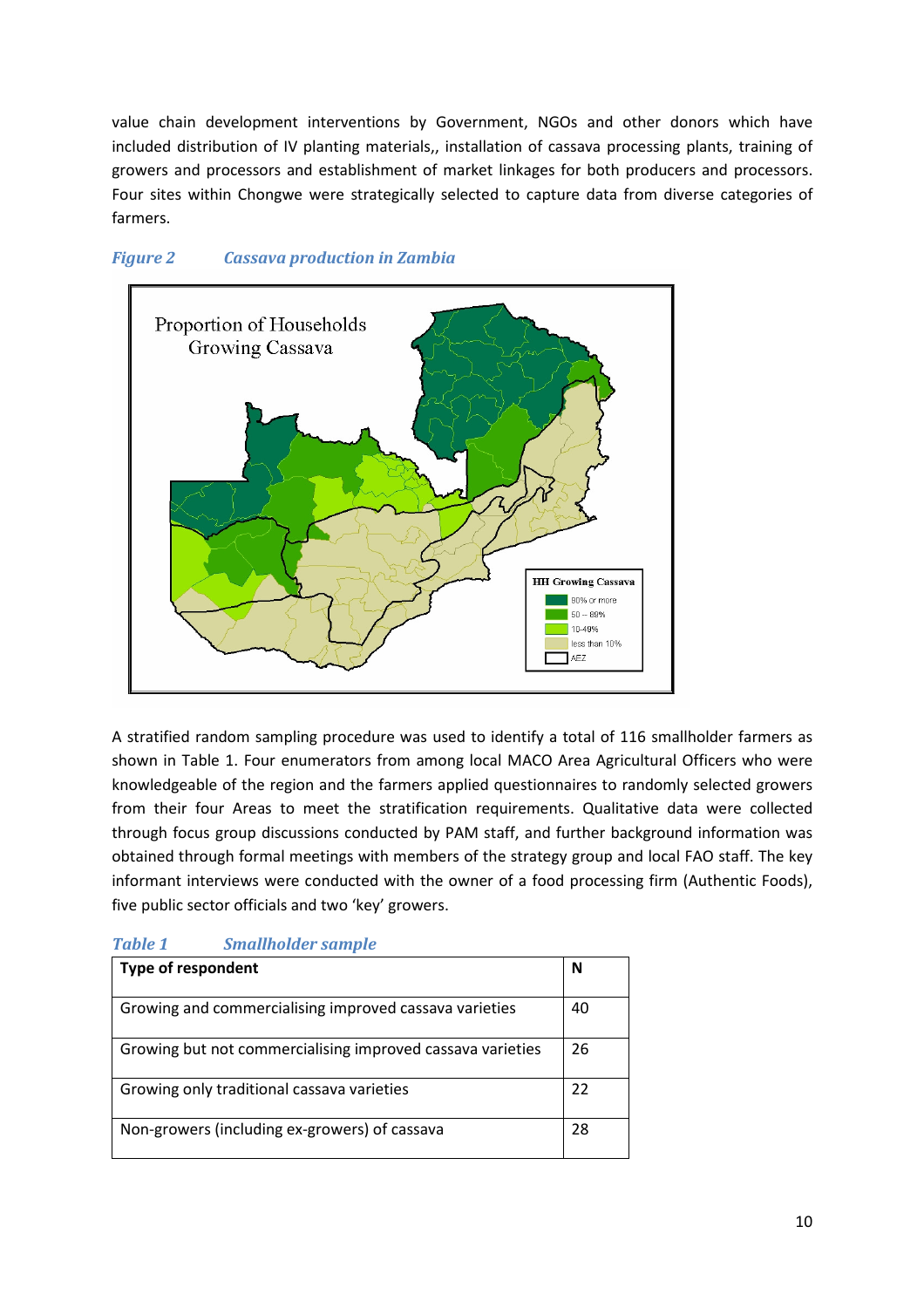value chain development interventions by Government, NGOs and other donors which have included distribution of IV planting materials,, installation of cassava processing plants, training of growers and processors and establishment of market linkages for both producers and processors. Four sites within Chongwe were strategically selected to capture data from diverse categories of farmers.

*Figure 2 Cassava production in Zambia*

A stratified random sampling procedure was used to identify a total of 116 smallholder farmers as shown in Table 1. Four enumerators from among local MACO Area Agricultural Officers who were knowledgeable of the region and the farmers applied questionnaires to randomly selected growers from their four Areas to meet the stratification requirements. Qualitative data were collected through focus group discussions conducted by PAM staff, and further background information was obtained through formal meetings with members of the strategy group and local FAO staff. The key informant interviews were conducted with the owner of a food processing firm (Authentic Foods), five public sector officials and two 'key' growers.

*Table 1 Smallholder sample*

| Type of respondent | N |
|---|---|
| Growing and commercialising improved cassava varieties | 40 |
| Growing but not commercialising improved cassava varieties | 26 |
| Growing only traditional cassava varieties | 22 |
| Non-growers (including ex-growers) of cassava | 28 |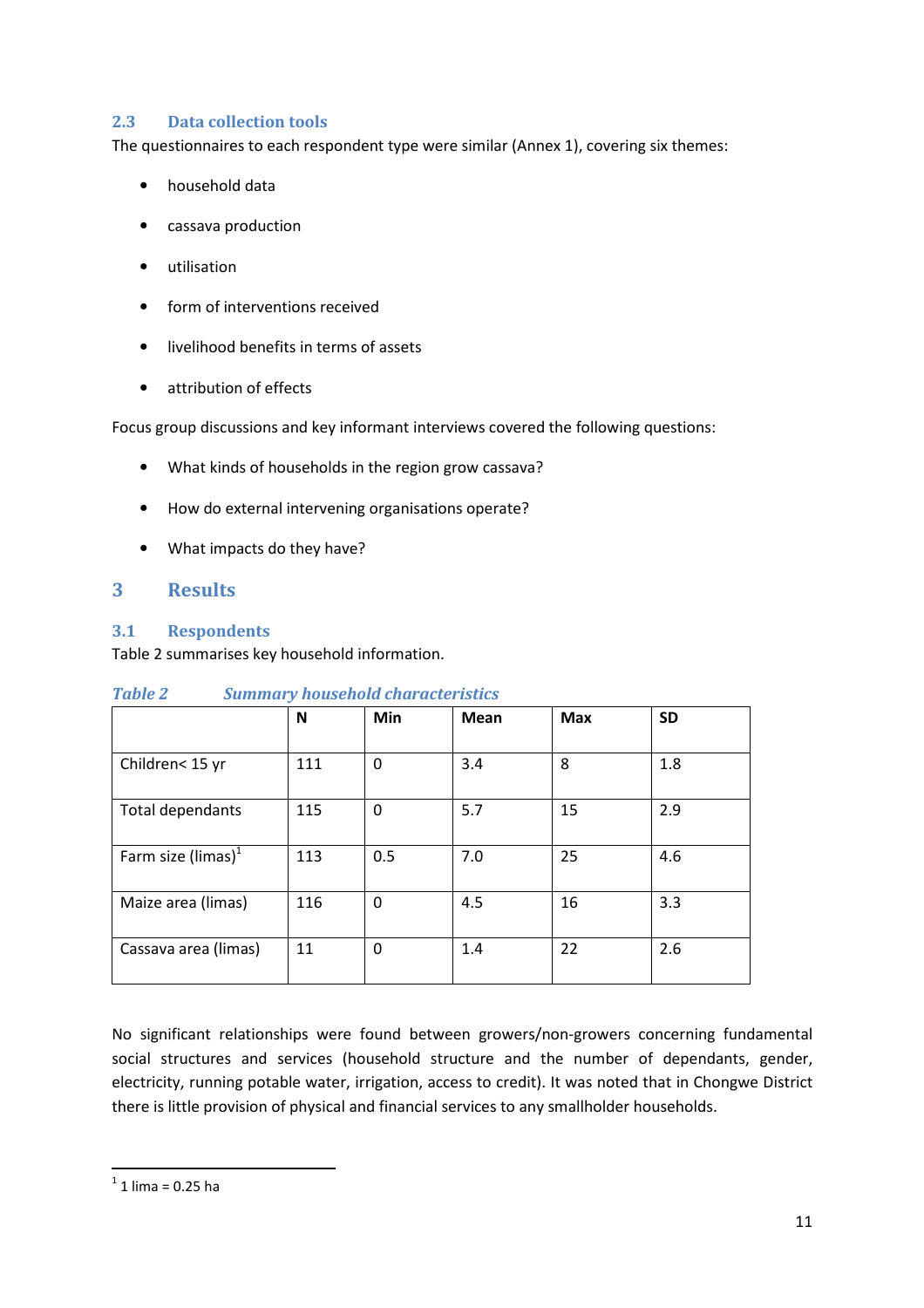### 2.3 Data collection tools

The questionnaires to each respondent type were similar (Annex 1), covering six themes:

- household data
- cassava production
- utilisation
- form of interventions received
- livelihood benefits in terms of assets
- attribution of effects

Focus group discussions and key informant interviews covered the following questions:

- What kinds of households in the region grow cassava?
- How do external intervening organisations operate?
- What impacts do they have?

## 3 Results

### 3.1 Respondents

Table 2 summarises key household information.

*Table 2 Summary household characteristics*

| | N | Min | Mean | Max | SD |
|---|---|---|---|---|---|
| Children< 15 yr | 111 | 0 | 3.4 | 8 | 1.8 |
| Total dependants | 115 | 0 | 5.7 | 15 | 2.9 |
| Farm size (limas)[1] | 113 | 0.5 | 7.0 | 25 | 4.6 |
| Maize area (limas) | 116 | 0 | 4.5 | 16 | 3.3 |
| Cassava area (limas) | 11 | 0 | 1.4 | 22 | 2.6 |

No significant relationships were found between growers/non-growers concerning fundamental social structures and services (household structure and the number of dependants, gender, electricity, running potable water, irrigation, access to credit). It was noted that in Chongwe District there is little provision of physical and financial services to any smallholder households.

[1] 1 lima = 0.25 ha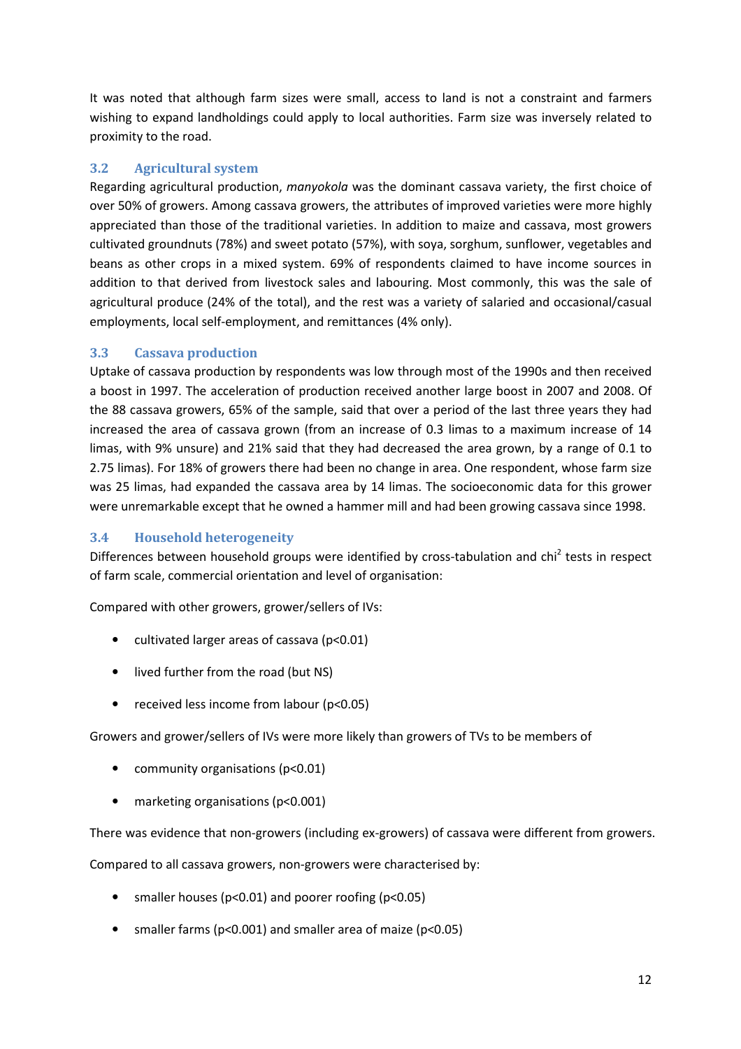It was noted that although farm sizes were small, access to land is not a constraint and farmers wishing to expand landholdings could apply to local authorities. Farm size was inversely related to proximity to the road.

### 3.2 Agricultural system

Regarding agricultural production, *manyokola* was the dominant cassava variety, the first choice of over 50% of growers. Among cassava growers, the attributes of improved varieties were more highly appreciated than those of the traditional varieties. In addition to maize and cassava, most growers cultivated groundnuts (78%) and sweet potato (57%), with soya, sorghum, sunflower, vegetables and beans as other crops in a mixed system. 69% of respondents claimed to have income sources in addition to that derived from livestock sales and labouring. Most commonly, this was the sale of agricultural produce (24% of the total), and the rest was a variety of salaried and occasional/casual employments, local self-employment, and remittances (4% only).

### 3.3 Cassava production

Uptake of cassava production by respondents was low through most of the 1990s and then received a boost in 1997. The acceleration of production received another large boost in 2007 and 2008. Of the 88 cassava growers, 65% of the sample, said that over a period of the last three years they had increased the area of cassava grown (from an increase of 0.3 limas to a maximum increase of 14 limas, with 9% unsure) and 21% said that they had decreased the area grown, by a range of 0.1 to 2.75 limas). For 18% of growers there had been no change in area. One respondent, whose farm size was 25 limas, had expanded the cassava area by 14 limas. The socioeconomic data for this grower were unremarkable except that he owned a hammer mill and had been growing cassava since 1998.

### 3.4 Household heterogeneity

Differences between household groups were identified by cross-tabulation and $chi^2$ tests in respect of farm scale, commercial orientation and level of organisation:

Compared with other growers, grower/sellers of IVs:

- cultivated larger areas of cassava ($p<0.01$)
- lived further from the road (but NS)
- received less income from labour ($p<0.05$)

Growers and grower/sellers of IVs were more likely than growers of TVs to be members of

- community organisations ($p<0.01$)
- marketing organisations ($p<0.001$)

There was evidence that non-growers (including ex-growers) of cassava were different from growers.

Compared to all cassava growers, non-growers were characterised by:

- smaller houses ($p<0.01$) and poorer roofing ($p<0.05$)
- smaller farms ($p<0.001$) and smaller area of maize ($p<0.05$)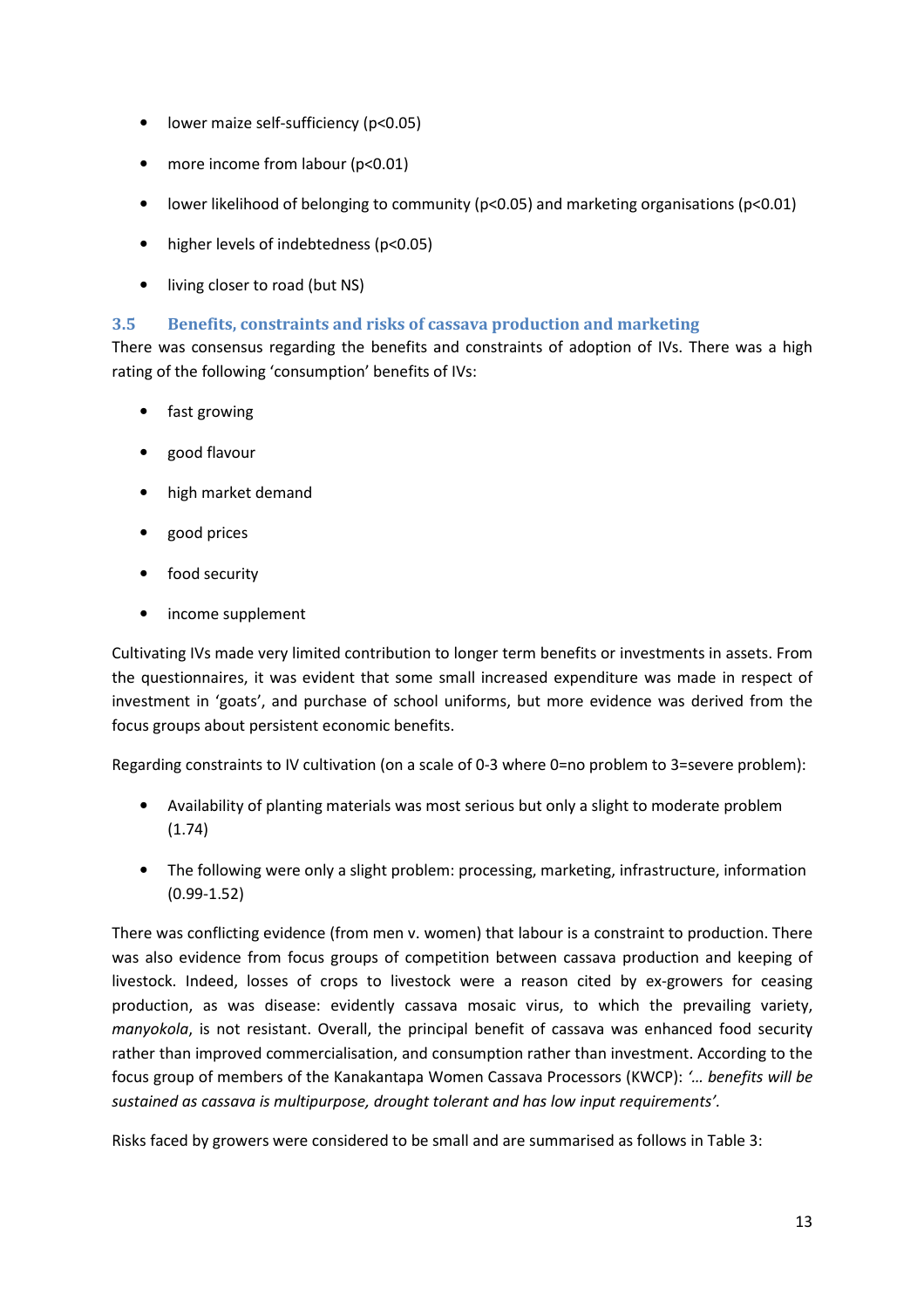- lower maize self-sufficiency ($p<0.05$)
- more income from labour ($p<0.01$)
- lower likelihood of belonging to community ($p<0.05$) and marketing organisations ($p<0.01$)
- higher levels of indebtedness ($p<0.05$)
- living closer to road (but NS)

### 3.5 Benefits, constraints and risks of cassava production and marketing

There was consensus regarding the benefits and constraints of adoption of IVs. There was a high rating of the following 'consumption' benefits of IVs:

- fast growing
- good flavour
- high market demand
- good prices
- food security
- income supplement

Cultivating IVs made very limited contribution to longer term benefits or investments in assets. From the questionnaires, it was evident that some small increased expenditure was made in respect of investment in 'goats', and purchase of school uniforms, but more evidence was derived from the focus groups about persistent economic benefits.

Regarding constraints to IV cultivation (on a scale of 0-3 where 0=no problem to 3=severe problem):

- Availability of planting materials was most serious but only a slight to moderate problem (1.74)
- The following were only a slight problem: processing, marketing, infrastructure, information (0.99-1.52)

There was conflicting evidence (from men v. women) that labour is a constraint to production. There was also evidence from focus groups of competition between cassava production and keeping of livestock. Indeed, losses of crops to livestock were a reason cited by ex-growers for ceasing production, as was disease: evidently cassava mosaic virus, to which the prevailing variety, *manyokola*, is not resistant. Overall, the principal benefit of cassava was enhanced food security rather than improved commercialisation, and consumption rather than investment. According to the focus group of members of the Kanakantapa Women Cassava Processors (KWCP): *'… benefits will be sustained as cassava is multipurpose, drought tolerant and has low input requirements'*.

Risks faced by growers were considered to be small and are summarised as follows in Table 3: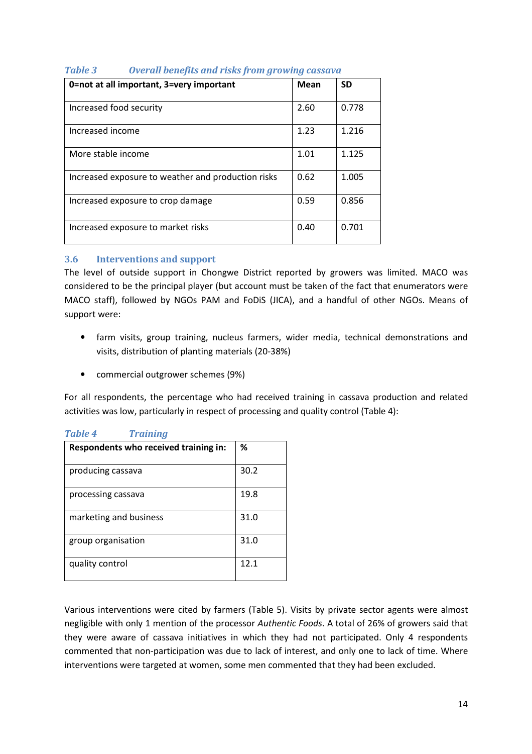*Table 3 Overall benefits and risks from growing cassava*

| 0=not at all important, 3=very important | Mean | SD |
|---|---|---|
| Increased food security | 2.60 | 0.778 |
| Increased income | 1.23 | 1.216 |
| More stable income | 1.01 | 1.125 |
| Increased exposure to weather and production risks | 0.62 | 1.005 |
| Increased exposure to crop damage | 0.59 | 0.856 |
| Increased exposure to market risks | 0.40 | 0.701 |

### 3.6 Interventions and support

The level of outside support in Chongwe District reported by growers was limited. MACO was considered to be the principal player (but account must be taken of the fact that enumerators were MACO staff), followed by NGOs PAM and FoDiS (JICA), and a handful of other NGOs. Means of support were:

- farm visits, group training, nucleus farmers, wider media, technical demonstrations and visits, distribution of planting materials (20-38%)
- commercial outgrower schemes (9%)

For all respondents, the percentage who had received training in cassava production and related activities was low, particularly in respect of processing and quality control (Table 4):

*Table 4 Training*

| Respondents who received training in: | % |
|---|---|
| producing cassava | 30.2 |
| processing cassava | 19.8 |
| marketing and business | 31.0 |
| group organisation | 31.0 |
| quality control | 12.1 |

Various interventions were cited by farmers (Table 5). Visits by private sector agents were almost negligible with only 1 mention of the processor *Authentic Foods*. A total of 26% of growers said that they were aware of cassava initiatives in which they had not participated. Only 4 respondents commented that non-participation was due to lack of interest, and only one to lack of time. Where interventions were targeted at women, some men commented that they had been excluded.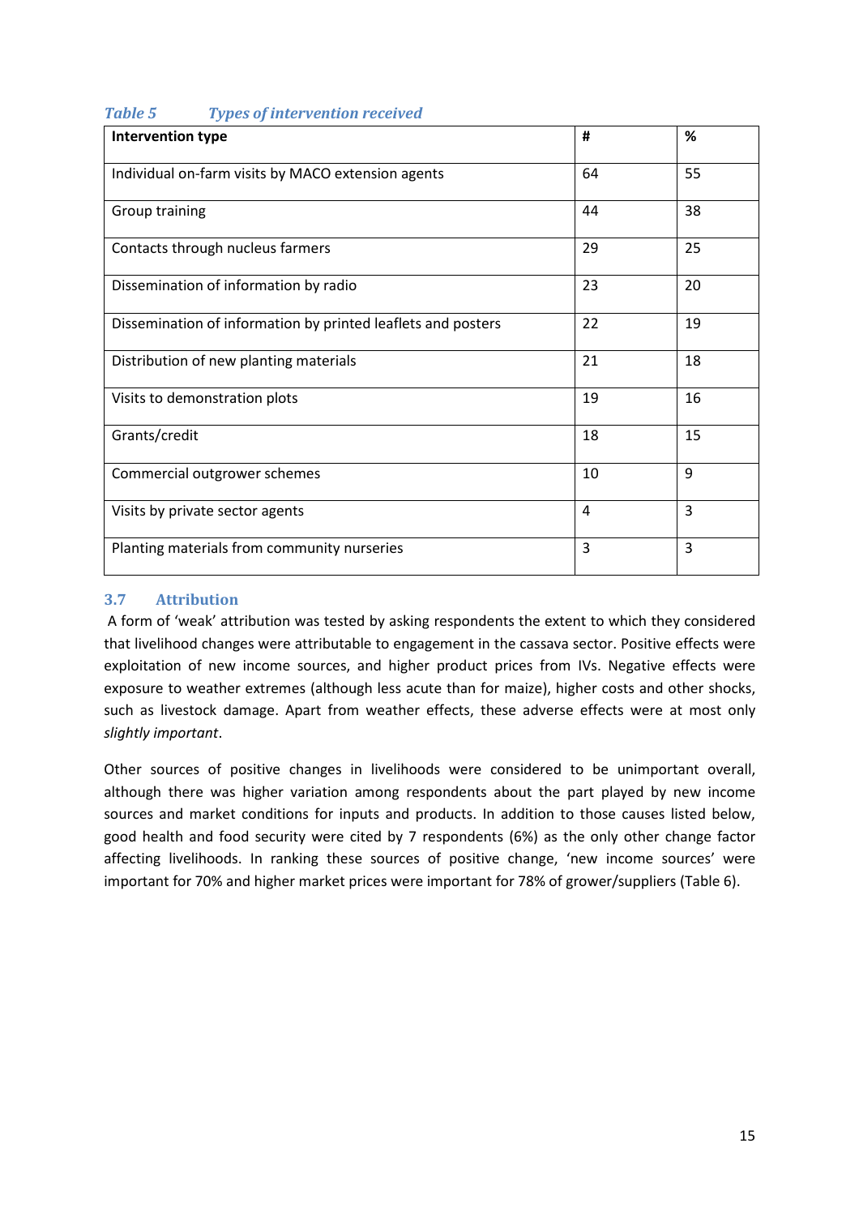*Table 5 Types of intervention received*

| Intervention type | # | % |
|---|---|---|
| Individual on-farm visits by MACO extension agents | 64 | 55 |
| Group training | 44 | 38 |
| Contacts through nucleus farmers | 29 | 25 |
| Dissemination of information by radio | 23 | 20 |
| Dissemination of information by printed leaflets and posters | 22 | 19 |
| Distribution of new planting materials | 21 | 18 |
| Visits to demonstration plots | 19 | 16 |
| Grants/credit | 18 | 15 |
| Commercial outgrower schemes | 10 | 9 |
| Visits by private sector agents | 4 | 3 |
| Planting materials from community nurseries | 3 | 3 |

### 3.7 Attribution

A form of 'weak' attribution was tested by asking respondents the extent to which they considered that livelihood changes were attributable to engagement in the cassava sector. Positive effects were exploitation of new income sources, and higher product prices from IVs. Negative effects were exposure to weather extremes (although less acute than for maize), higher costs and other shocks, such as livestock damage. Apart from weather effects, these adverse effects were at most only *slightly important*.

Other sources of positive changes in livelihoods were considered to be unimportant overall, although there was higher variation among respondents about the part played by new income sources and market conditions for inputs and products. In addition to those causes listed below, good health and food security were cited by 7 respondents (6%) as the only other change factor affecting livelihoods. In ranking these sources of positive change, 'new income sources' were important for 70% and higher market prices were important for 78% of grower/suppliers (Table 6).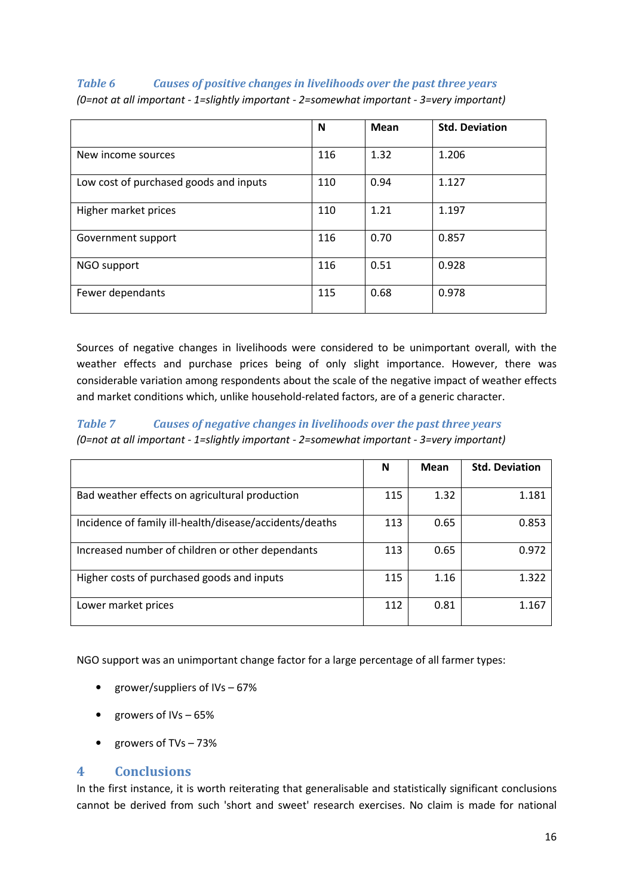*Table 6 Causes of positive changes in livelihoods over the past three years*
*(0=not at all important - 1=slightly important - 2=somewhat important - 3=very important)*

| | N | Mean | Std. Deviation |
|---|---|---|---|
| New income sources | 116 | 1.32 | 1.206 |
| Low cost of purchased goods and inputs | 110 | 0.94 | 1.127 |
| Higher market prices | 110 | 1.21 | 1.197 |
| Government support | 116 | 0.70 | 0.857 |
| NGO support | 116 | 0.51 | 0.928 |
| Fewer dependants | 115 | 0.68 | 0.978 |

Sources of negative changes in livelihoods were considered to be unimportant overall, with the weather effects and purchase prices being of only slight importance. However, there was considerable variation among respondents about the scale of the negative impact of weather effects and market conditions which, unlike household-related factors, are of a generic character.

*Table 7 Causes of negative changes in livelihoods over the past three years*
*(0=not at all important - 1=slightly important - 2=somewhat important - 3=very important)*

| | N | Mean | Std. Deviation |
|---|---|---|---|
| Bad weather effects on agricultural production | 115 | 1.32 | 1.181 |
| Incidence of family ill-health/disease/accidents/deaths | 113 | 0.65 | 0.853 |
| Increased number of children or other dependants | 113 | 0.65 | 0.972 |
| Higher costs of purchased goods and inputs | 115 | 1.16 | 1.322 |
| Lower market prices | 112 | 0.81 | 1.167 |

NGO support was an unimportant change factor for a large percentage of all farmer types:

- grower/suppliers of IVs – 67%
- growers of IVs – 65%
- growers of TVs – 73%

## 4 Conclusions

In the first instance, it is worth reiterating that generalisable and statistically significant conclusions cannot be derived from such 'short and sweet' research exercises. No claim is made for national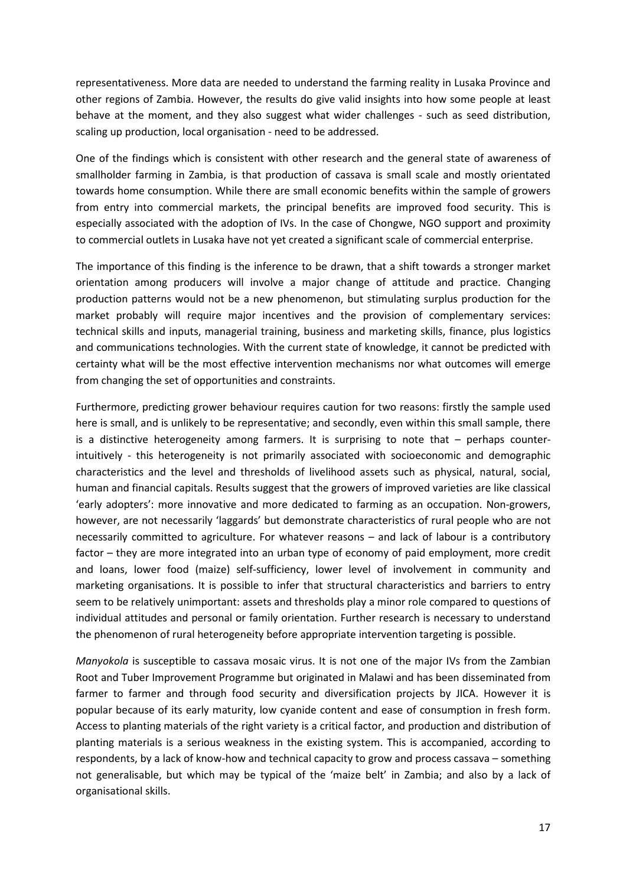representativeness. More data are needed to understand the farming reality in Lusaka Province and other regions of Zambia. However, the results do give valid insights into how some people at least behave at the moment, and they also suggest what wider challenges - such as seed distribution, scaling up production, local organisation - need to be addressed.

One of the findings which is consistent with other research and the general state of awareness of smallholder farming in Zambia, is that production of cassava is small scale and mostly orientated towards home consumption. While there are small economic benefits within the sample of growers from entry into commercial markets, the principal benefits are improved food security. This is especially associated with the adoption of IVs. In the case of Chongwe, NGO support and proximity to commercial outlets in Lusaka have not yet created a significant scale of commercial enterprise.

The importance of this finding is the inference to be drawn, that a shift towards a stronger market orientation among producers will involve a major change of attitude and practice. Changing production patterns would not be a new phenomenon, but stimulating surplus production for the market probably will require major incentives and the provision of complementary services: technical skills and inputs, managerial training, business and marketing skills, finance, plus logistics and communications technologies. With the current state of knowledge, it cannot be predicted with certainty what will be the most effective intervention mechanisms nor what outcomes will emerge from changing the set of opportunities and constraints.

Furthermore, predicting grower behaviour requires caution for two reasons: firstly the sample used here is small, and is unlikely to be representative; and secondly, even within this small sample, there is a distinctive heterogeneity among farmers. It is surprising to note that – perhaps counter-intuitively - this heterogeneity is not primarily associated with socioeconomic and demographic characteristics and the level and thresholds of livelihood assets such as physical, natural, social, human and financial capitals. Results suggest that the growers of improved varieties are like classical 'early adopters': more innovative and more dedicated to farming as an occupation. Non-growers, however, are not necessarily 'laggards' but demonstrate characteristics of rural people who are not necessarily committed to agriculture. For whatever reasons – and lack of labour is a contributory factor – they are more integrated into an urban type of economy of paid employment, more credit and loans, lower food (maize) self-sufficiency, lower level of involvement in community and marketing organisations. It is possible to infer that structural characteristics and barriers to entry seem to be relatively unimportant: assets and thresholds play a minor role compared to questions of individual attitudes and personal or family orientation. Further research is necessary to understand the phenomenon of rural heterogeneity before appropriate intervention targeting is possible.

*Manyokola* is susceptible to cassava mosaic virus. It is not one of the major IVs from the Zambian Root and Tuber Improvement Programme but originated in Malawi and has been disseminated from farmer to farmer and through food security and diversification projects by JICA. However it is popular because of its early maturity, low cyanide content and ease of consumption in fresh form. Access to planting materials of the right variety is a critical factor, and production and distribution of planting materials is a serious weakness in the existing system. This is accompanied, according to respondents, by a lack of know-how and technical capacity to grow and process cassava – something not generalisable, but which may be typical of the 'maize belt' in Zambia; and also by a lack of organisational skills.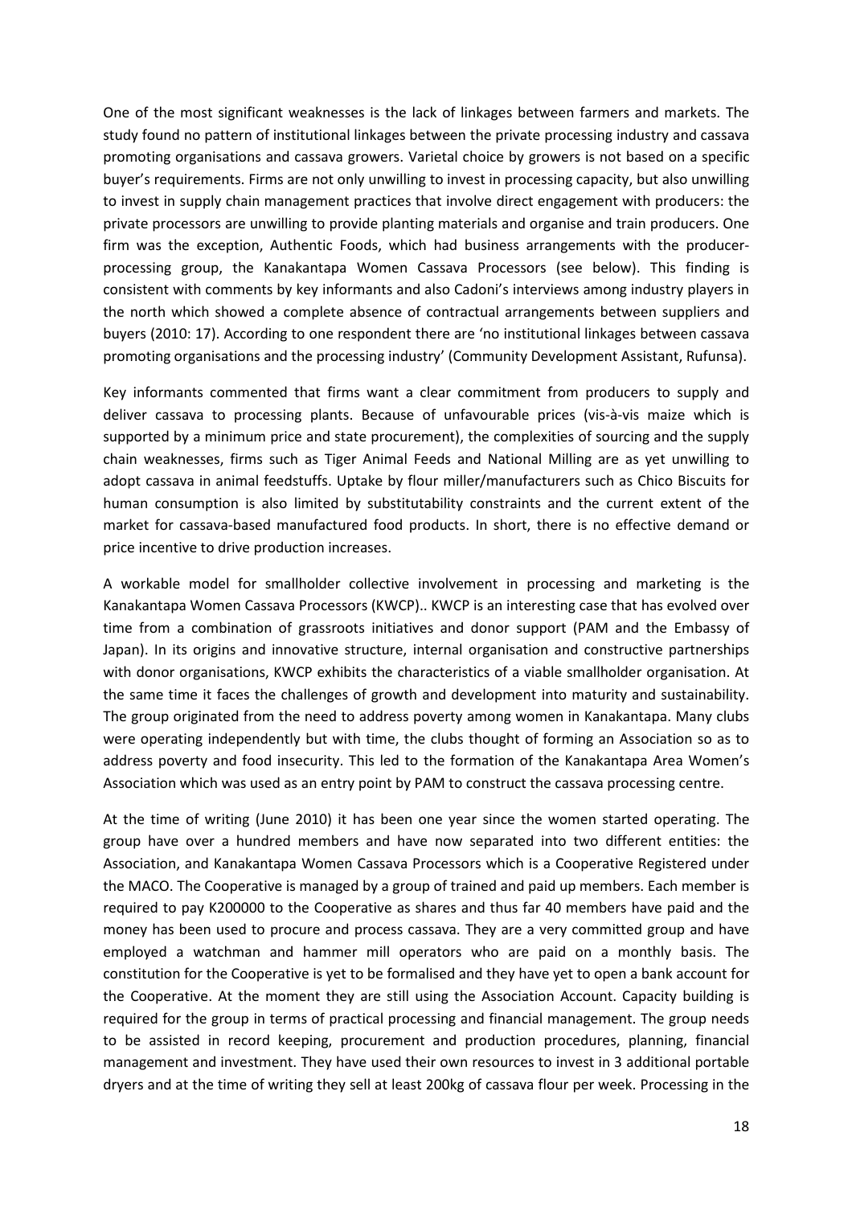One of the most significant weaknesses is the lack of linkages between farmers and markets. The study found no pattern of institutional linkages between the private processing industry and cassava promoting organisations and cassava growers. Varietal choice by growers is not based on a specific buyer's requirements. Firms are not only unwilling to invest in processing capacity, but also unwilling to invest in supply chain management practices that involve direct engagement with producers: the private processors are unwilling to provide planting materials and organise and train producers. One firm was the exception, Authentic Foods, which had business arrangements with the producer-processing group, the Kanakantapa Women Cassava Processors (see below). This finding is consistent with comments by key informants and also Cadoni's interviews among industry players in the north which showed a complete absence of contractual arrangements between suppliers and buyers (2010: 17). According to one respondent there are 'no institutional linkages between cassava promoting organisations and the processing industry' (Community Development Assistant, Rufunsa).

Key informants commented that firms want a clear commitment from producers to supply and deliver cassava to processing plants. Because of unfavourable prices (vis-à-vis maize which is supported by a minimum price and state procurement), the complexities of sourcing and the supply chain weaknesses, firms such as Tiger Animal Feeds and National Milling are as yet unwilling to adopt cassava in animal feedstuffs. Uptake by flour miller/manufacturers such as Chico Biscuits for human consumption is also limited by substitutability constraints and the current extent of the market for cassava-based manufactured food products. In short, there is no effective demand or price incentive to drive production increases.

A workable model for smallholder collective involvement in processing and marketing is the Kanakantapa Women Cassava Processors (KWCP).. KWCP is an interesting case that has evolved over time from a combination of grassroots initiatives and donor support (PAM and the Embassy of Japan). In its origins and innovative structure, internal organisation and constructive partnerships with donor organisations, KWCP exhibits the characteristics of a viable smallholder organisation. At the same time it faces the challenges of growth and development into maturity and sustainability. The group originated from the need to address poverty among women in Kanakantapa. Many clubs were operating independently but with time, the clubs thought of forming an Association so as to address poverty and food insecurity. This led to the formation of the Kanakantapa Area Women's Association which was used as an entry point by PAM to construct the cassava processing centre.

At the time of writing (June 2010) it has been one year since the women started operating. The group have over a hundred members and have now separated into two different entities: the Association, and Kanakantapa Women Cassava Processors which is a Cooperative Registered under the MACO. The Cooperative is managed by a group of trained and paid up members. Each member is required to pay K200000 to the Cooperative as shares and thus far 40 members have paid and the money has been used to procure and process cassava. They are a very committed group and have employed a watchman and hammer mill operators who are paid on a monthly basis. The constitution for the Cooperative is yet to be formalised and they have yet to open a bank account for the Cooperative. At the moment they are still using the Association Account. Capacity building is required for the group in terms of practical processing and financial management. The group needs to be assisted in record keeping, procurement and production procedures, planning, financial management and investment. They have used their own resources to invest in 3 additional portable dryers and at the time of writing they sell at least 200kg of cassava flour per week. Processing in the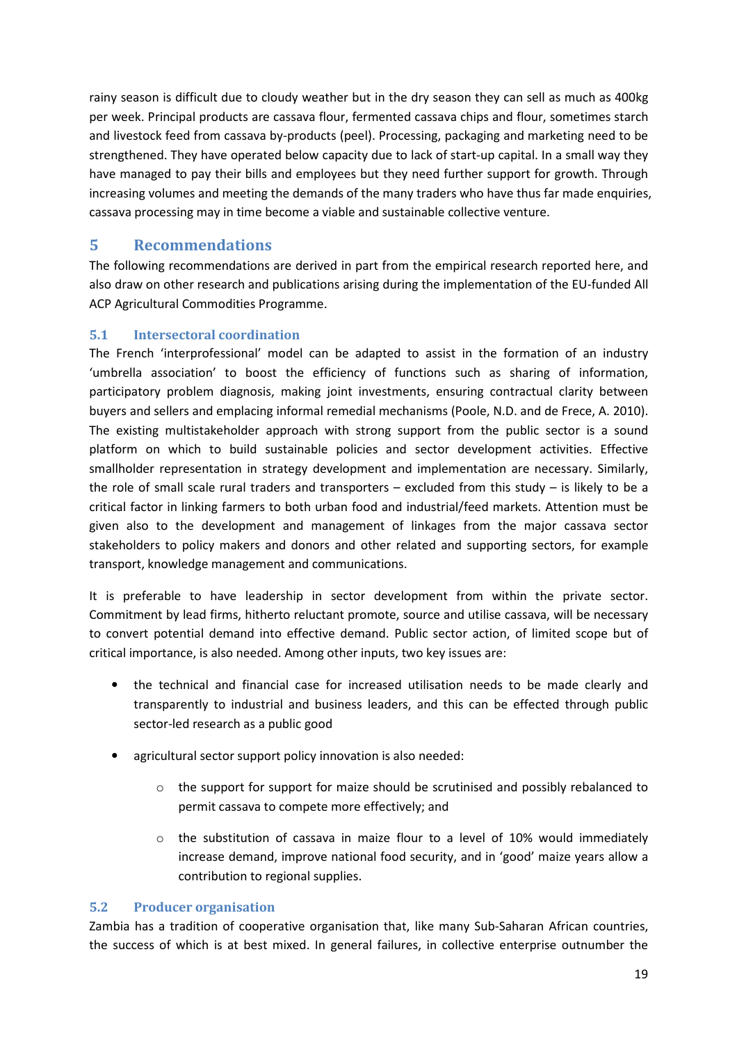rainy season is difficult due to cloudy weather but in the dry season they can sell as much as 400kg per week. Principal products are cassava flour, fermented cassava chips and flour, sometimes starch and livestock feed from cassava by-products (peel). Processing, packaging and marketing need to be strengthened. They have operated below capacity due to lack of start-up capital. In a small way they have managed to pay their bills and employees but they need further support for growth. Through increasing volumes and meeting the demands of the many traders who have thus far made enquiries, cassava processing may in time become a viable and sustainable collective venture.

# 5 Recommendations

The following recommendations are derived in part from the empirical research reported here, and also draw on other research and publications arising during the implementation of the EU-funded All ACP Agricultural Commodities Programme.

## 5.1 Intersectoral coordination

The French 'interprofessional' model can be adapted to assist in the formation of an industry 'umbrella association' to boost the efficiency of functions such as sharing of information, participatory problem diagnosis, making joint investments, ensuring contractual clarity between buyers and sellers and emplacing informal remedial mechanisms (Poole, N.D. and de Frece, A. 2010). The existing multistakeholder approach with strong support from the public sector is a sound platform on which to build sustainable policies and sector development activities. Effective smallholder representation in strategy development and implementation are necessary. Similarly, the role of small scale rural traders and transporters – excluded from this study – is likely to be a critical factor in linking farmers to both urban food and industrial/feed markets. Attention must be given also to the development and management of linkages from the major cassava sector stakeholders to policy makers and donors and other related and supporting sectors, for example transport, knowledge management and communications.

It is preferable to have leadership in sector development from within the private sector. Commitment by lead firms, hitherto reluctant promote, source and utilise cassava, will be necessary to convert potential demand into effective demand. Public sector action, of limited scope but of critical importance, is also needed. Among other inputs, two key issues are:

- the technical and financial case for increased utilisation needs to be made clearly and transparently to industrial and business leaders, and this can be effected through public sector-led research as a public good
- agricultural sector support policy innovation is also needed:
    - the support for support for maize should be scrutinised and possibly rebalanced to permit cassava to compete more effectively; and
    - the substitution of cassava in maize flour to a level of 10% would immediately increase demand, improve national food security, and in 'good' maize years allow a contribution to regional supplies.

## 5.2 Producer organisation

Zambia has a tradition of cooperative organisation that, like many Sub-Saharan African countries, the success of which is at best mixed. In general failures, in collective enterprise outnumber the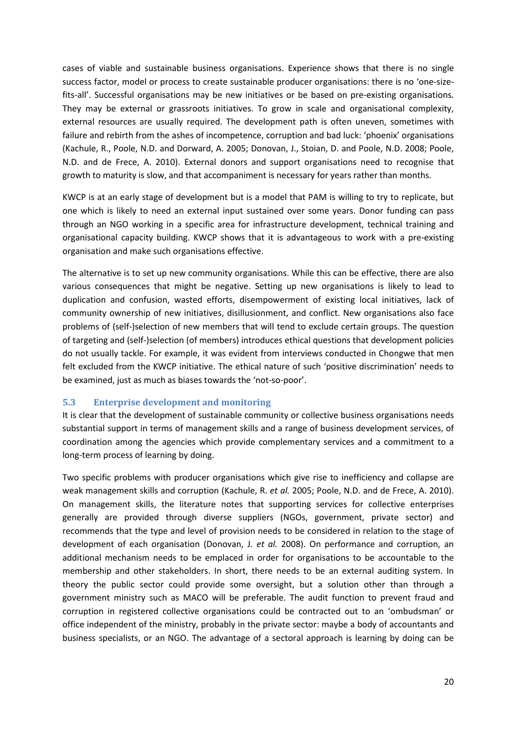cases of viable and sustainable business organisations. Experience shows that there is no single success factor, model or process to create sustainable producer organisations: there is no 'one-size-fits-all'. Successful organisations may be new initiatives or be based on pre-existing organisations. They may be external or grassroots initiatives. To grow in scale and organisational complexity, external resources are usually required. The development path is often uneven, sometimes with failure and rebirth from the ashes of incompetence, corruption and bad luck: 'phoenix' organisations (Kachule, R., Poole, N.D. and Dorward, A. 2005; Donovan, J., Stoian, D. and Poole, N.D. 2008; Poole, N.D. and de Frece, A. 2010). External donors and support organisations need to recognise that growth to maturity is slow, and that accompaniment is necessary for years rather than months.

KWCP is at an early stage of development but is a model that PAM is willing to try to replicate, but one which is likely to need an external input sustained over some years. Donor funding can pass through an NGO working in a specific area for infrastructure development, technical training and organisational capacity building. KWCP shows that it is advantageous to work with a pre-existing organisation and make such organisations effective.

The alternative is to set up new community organisations. While this can be effective, there are also various consequences that might be negative. Setting up new organisations is likely to lead to duplication and confusion, wasted efforts, disempowerment of existing local initiatives, lack of community ownership of new initiatives, disillusionment, and conflict. New organisations also face problems of (self-)selection of new members that will tend to exclude certain groups. The question of targeting and (self-)selection (of members) introduces ethical questions that development policies do not usually tackle. For example, it was evident from interviews conducted in Chongwe that men felt excluded from the KWCP initiative. The ethical nature of such 'positive discrimination' needs to be examined, just as much as biases towards the 'not-so-poor'.

## 5.3 Enterprise development and monitoring

It is clear that the development of sustainable community or collective business organisations needs substantial support in terms of management skills and a range of business development services, of coordination among the agencies which provide complementary services and a commitment to a long-term process of learning by doing.

Two specific problems with producer organisations which give rise to inefficiency and collapse are weak management skills and corruption (Kachule, R. *et al.* 2005; Poole, N.D. and de Frece, A. 2010). On management skills, the literature notes that supporting services for collective enterprises generally are provided through diverse suppliers (NGOs, government, private sector) and recommends that the type and level of provision needs to be considered in relation to the stage of development of each organisation (Donovan, J. *et al.* 2008). On performance and corruption, an additional mechanism needs to be emplaced in order for organisations to be accountable to the membership and other stakeholders. In short, there needs to be an external auditing system. In theory the public sector could provide some oversight, but a solution other than through a government ministry such as MACO will be preferable. The audit function to prevent fraud and corruption in registered collective organisations could be contracted out to an 'ombudsman' or office independent of the ministry, probably in the private sector: maybe a body of accountants and business specialists, or an NGO. The advantage of a sectoral approach is learning by doing can be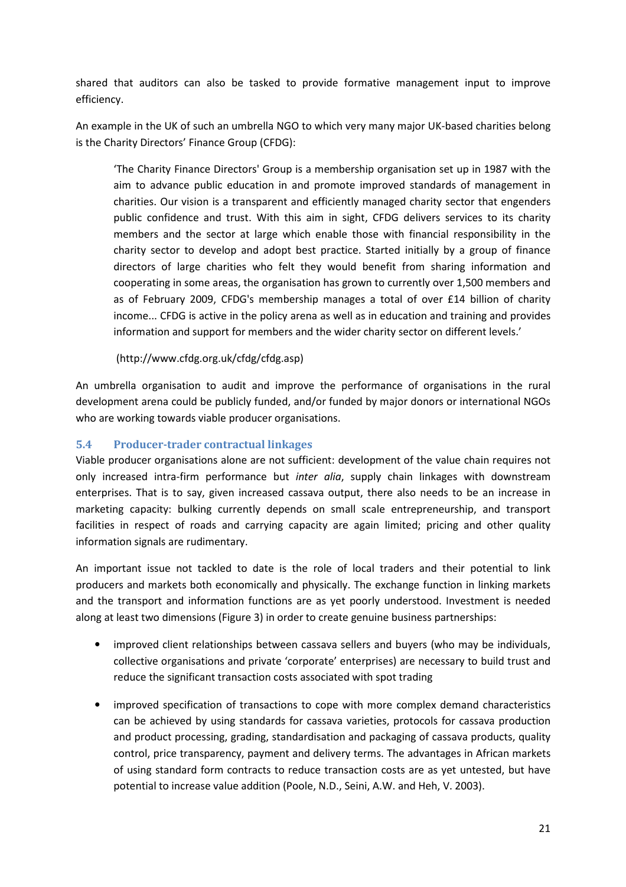shared that auditors can also be tasked to provide formative management input to improve efficiency.

An example in the UK of such an umbrella NGO to which very many major UK-based charities belong is the Charity Directors' Finance Group (CFDG):

> 'The Charity Finance Directors' Group is a membership organisation set up in 1987 with the aim to advance public education in and promote improved standards of management in charities. Our vision is a transparent and efficiently managed charity sector that engenders public confidence and trust. With this aim in sight, CFDG delivers services to its charity members and the sector at large which enable those with financial responsibility in the charity sector to develop and adopt best practice. Started initially by a group of finance directors of large charities who felt they would benefit from sharing information and cooperating in some areas, the organisation has grown to currently over 1,500 members and as of February 2009, CFDG's membership manages a total of over £14 billion of charity income... CFDG is active in the policy arena as well as in education and training and provides information and support for members and the wider charity sector on different levels.'
>
> (http://www.cfdg.org.uk/cfdg/cfdg.asp)

An umbrella organisation to audit and improve the performance of organisations in the rural development arena could be publicly funded, and/or funded by major donors or international NGOs who are working towards viable producer organisations.

### 5.4 Producer-trader contractual linkages

Viable producer organisations alone are not sufficient: development of the value chain requires not only increased intra-firm performance but *inter alia*, supply chain linkages with downstream enterprises. That is to say, given increased cassava output, there also needs to be an increase in marketing capacity: bulking currently depends on small scale entrepreneurship, and transport facilities in respect of roads and carrying capacity are again limited; pricing and other quality information signals are rudimentary.

An important issue not tackled to date is the role of local traders and their potential to link producers and markets both economically and physically. The exchange function in linking markets and the transport and information functions are as yet poorly understood. Investment is needed along at least two dimensions (Figure 3) in order to create genuine business partnerships:

- improved client relationships between cassava sellers and buyers (who may be individuals, collective organisations and private 'corporate' enterprises) are necessary to build trust and reduce the significant transaction costs associated with spot trading

- improved specification of transactions to cope with more complex demand characteristics can be achieved by using standards for cassava varieties, protocols for cassava production and product processing, grading, standardisation and packaging of cassava products, quality control, price transparency, payment and delivery terms. The advantages in African markets of using standard form contracts to reduce transaction costs are as yet untested, but have potential to increase value addition (Poole, N.D., Seini, A.W. and Heh, V. 2003).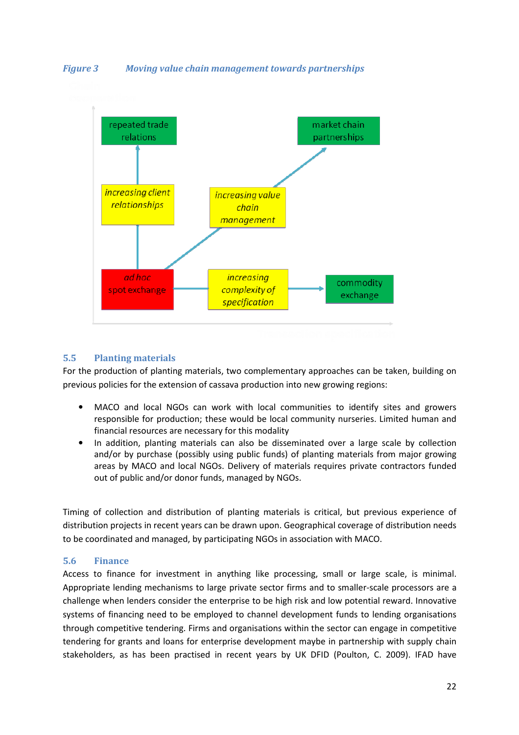*Figure 3 Moving value chain management towards partnerships*

repeated trade relations

market chain partnerships

*increasing client relationships*

*increasing value chain management*

*ad hoc* spot exchange

*increasing complexity of specification*

commodity exchange

## 5.5 Planting materials

For the production of planting materials, two complementary approaches can be taken, building on previous policies for the extension of cassava production into new growing regions:

- MACO and local NGOs can work with local communities to identify sites and growers responsible for production; these would be local community nurseries. Limited human and financial resources are necessary for this modality
- In addition, planting materials can also be disseminated over a large scale by collection and/or by purchase (possibly using public funds) of planting materials from major growing areas by MACO and local NGOs. Delivery of materials requires private contractors funded out of public and/or donor funds, managed by NGOs.

Timing of collection and distribution of planting materials is critical, but previous experience of distribution projects in recent years can be drawn upon. Geographical coverage of distribution needs to be coordinated and managed, by participating NGOs in association with MACO.

## 5.6 Finance

Access to finance for investment in anything like processing, small or large scale, is minimal. Appropriate lending mechanisms to large private sector firms and to smaller-scale processors are a challenge when lenders consider the enterprise to be high risk and low potential reward. Innovative systems of financing need to be employed to channel development funds to lending organisations through competitive tendering. Firms and organisations within the sector can engage in competitive tendering for grants and loans for enterprise development maybe in partnership with supply chain stakeholders, as has been practised in recent years by UK DFID (Poulton, C. 2009). IFAD have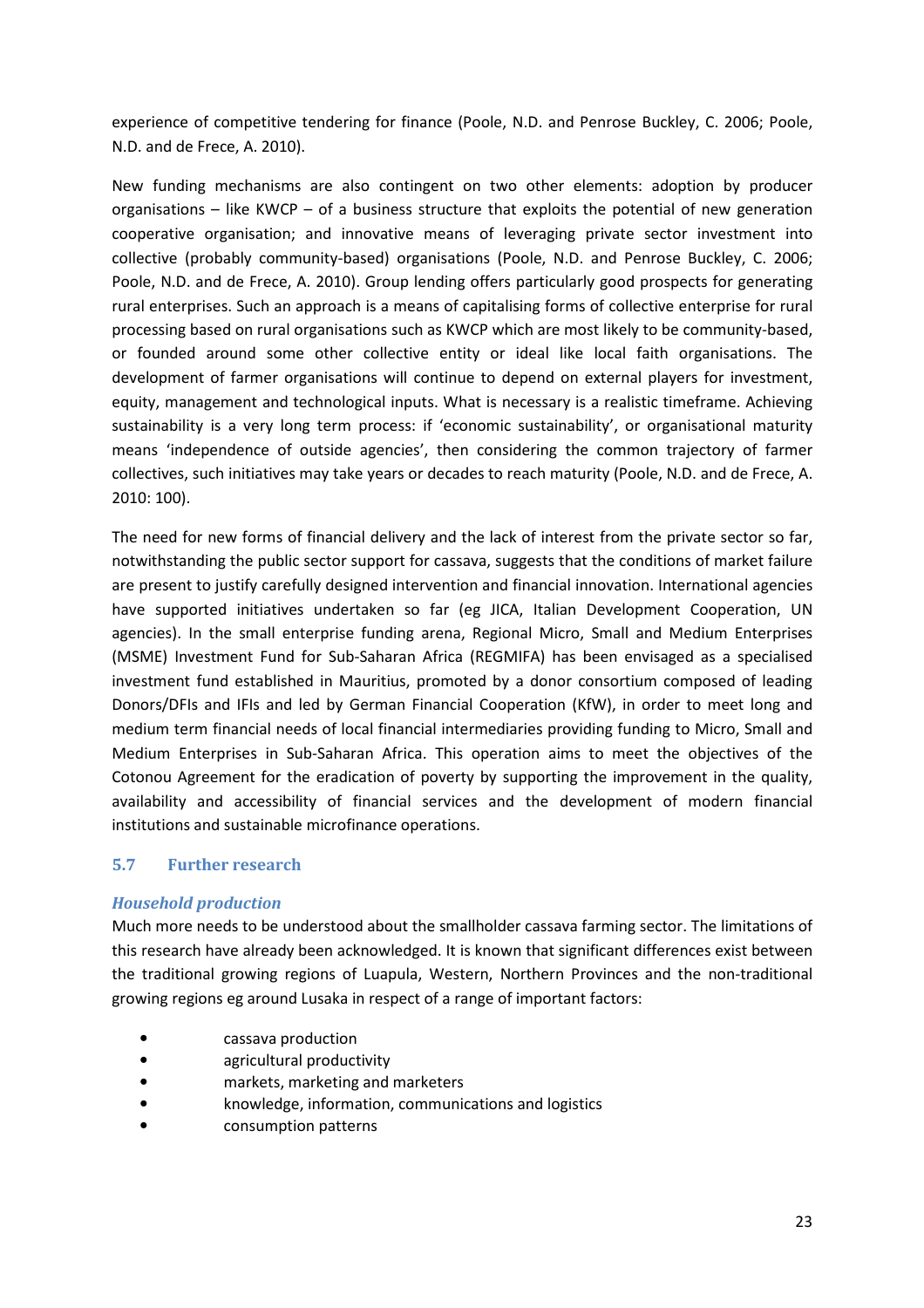experience of competitive tendering for finance (Poole, N.D. and Penrose Buckley, C. 2006; Poole, N.D. and de Frece, A. 2010).

New funding mechanisms are also contingent on two other elements: adoption by producer organisations – like KWCP – of a business structure that exploits the potential of new generation cooperative organisation; and innovative means of leveraging private sector investment into collective (probably community-based) organisations (Poole, N.D. and Penrose Buckley, C. 2006; Poole, N.D. and de Frece, A. 2010). Group lending offers particularly good prospects for generating rural enterprises. Such an approach is a means of capitalising forms of collective enterprise for rural processing based on rural organisations such as KWCP which are most likely to be community-based, or founded around some other collective entity or ideal like local faith organisations. The development of farmer organisations will continue to depend on external players for investment, equity, management and technological inputs. What is necessary is a realistic timeframe. Achieving sustainability is a very long term process: if 'economic sustainability', or organisational maturity means 'independence of outside agencies', then considering the common trajectory of farmer collectives, such initiatives may take years or decades to reach maturity (Poole, N.D. and de Frece, A. 2010: 100).

The need for new forms of financial delivery and the lack of interest from the private sector so far, notwithstanding the public sector support for cassava, suggests that the conditions of market failure are present to justify carefully designed intervention and financial innovation. International agencies have supported initiatives undertaken so far (eg JICA, Italian Development Cooperation, UN agencies). In the small enterprise funding arena, Regional Micro, Small and Medium Enterprises (MSME) Investment Fund for Sub-Saharan Africa (REGMIFA) has been envisaged as a specialised investment fund established in Mauritius, promoted by a donor consortium composed of leading Donors/DFIs and IFIs and led by German Financial Cooperation (KfW), in order to meet long and medium term financial needs of local financial intermediaries providing funding to Micro, Small and Medium Enterprises in Sub-Saharan Africa. This operation aims to meet the objectives of the Cotonou Agreement for the eradication of poverty by supporting the improvement in the quality, availability and accessibility of financial services and the development of modern financial institutions and sustainable microfinance operations.

## 5.7 Further research

### *Household production*

Much more needs to be understood about the smallholder cassava farming sector. The limitations of this research have already been acknowledged. It is known that significant differences exist between the traditional growing regions of Luapula, Western, Northern Provinces and the non-traditional growing regions eg around Lusaka in respect of a range of important factors:

- cassava production
- agricultural productivity
- markets, marketing and marketers
- knowledge, information, communications and logistics
- consumption patterns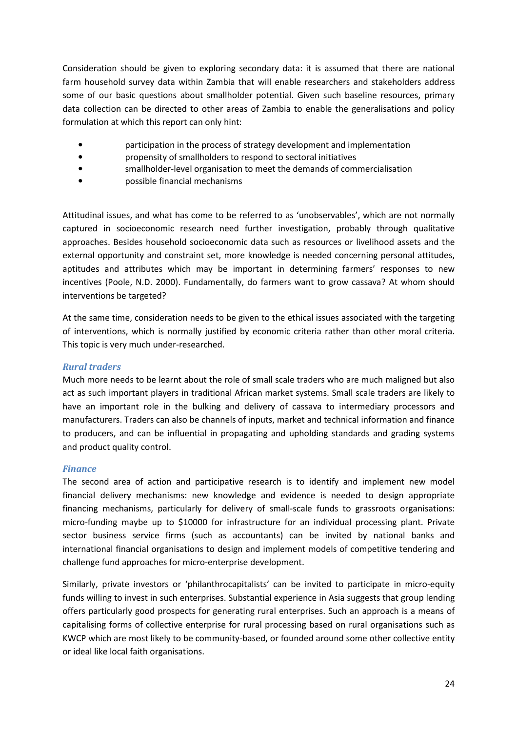Consideration should be given to exploring secondary data: it is assumed that there are national farm household survey data within Zambia that will enable researchers and stakeholders address some of our basic questions about smallholder potential. Given such baseline resources, primary data collection can be directed to other areas of Zambia to enable the generalisations and policy formulation at which this report can only hint:

- participation in the process of strategy development and implementation
- propensity of smallholders to respond to sectoral initiatives
- smallholder-level organisation to meet the demands of commercialisation
- possible financial mechanisms

Attitudinal issues, and what has come to be referred to as 'unobservables', which are not normally captured in socioeconomic research need further investigation, probably through qualitative approaches. Besides household socioeconomic data such as resources or livelihood assets and the external opportunity and constraint set, more knowledge is needed concerning personal attitudes, aptitudes and attributes which may be important in determining farmers' responses to new incentives (Poole, N.D. 2000). Fundamentally, do farmers want to grow cassava? At whom should interventions be targeted?

At the same time, consideration needs to be given to the ethical issues associated with the targeting of interventions, which is normally justified by economic criteria rather than other moral criteria. This topic is very much under-researched.

### *Rural traders*

Much more needs to be learnt about the role of small scale traders who are much maligned but also act as such important players in traditional African market systems. Small scale traders are likely to have an important role in the bulking and delivery of cassava to intermediary processors and manufacturers. Traders can also be channels of inputs, market and technical information and finance to producers, and can be influential in propagating and upholding standards and grading systems and product quality control.

### *Finance*

The second area of action and participative research is to identify and implement new model financial delivery mechanisms: new knowledge and evidence is needed to design appropriate financing mechanisms, particularly for delivery of small-scale funds to grassroots organisations: micro-funding maybe up to \$10000 for infrastructure for an individual processing plant. Private sector business service firms (such as accountants) can be invited by national banks and international financial organisations to design and implement models of competitive tendering and challenge fund approaches for micro-enterprise development.

Similarly, private investors or 'philanthrocapitalists' can be invited to participate in micro-equity funds willing to invest in such enterprises. Substantial experience in Asia suggests that group lending offers particularly good prospects for generating rural enterprises. Such an approach is a means of capitalising forms of collective enterprise for rural processing based on rural organisations such as KWCP which are most likely to be community-based, or founded around some other collective entity or ideal like local faith organisations.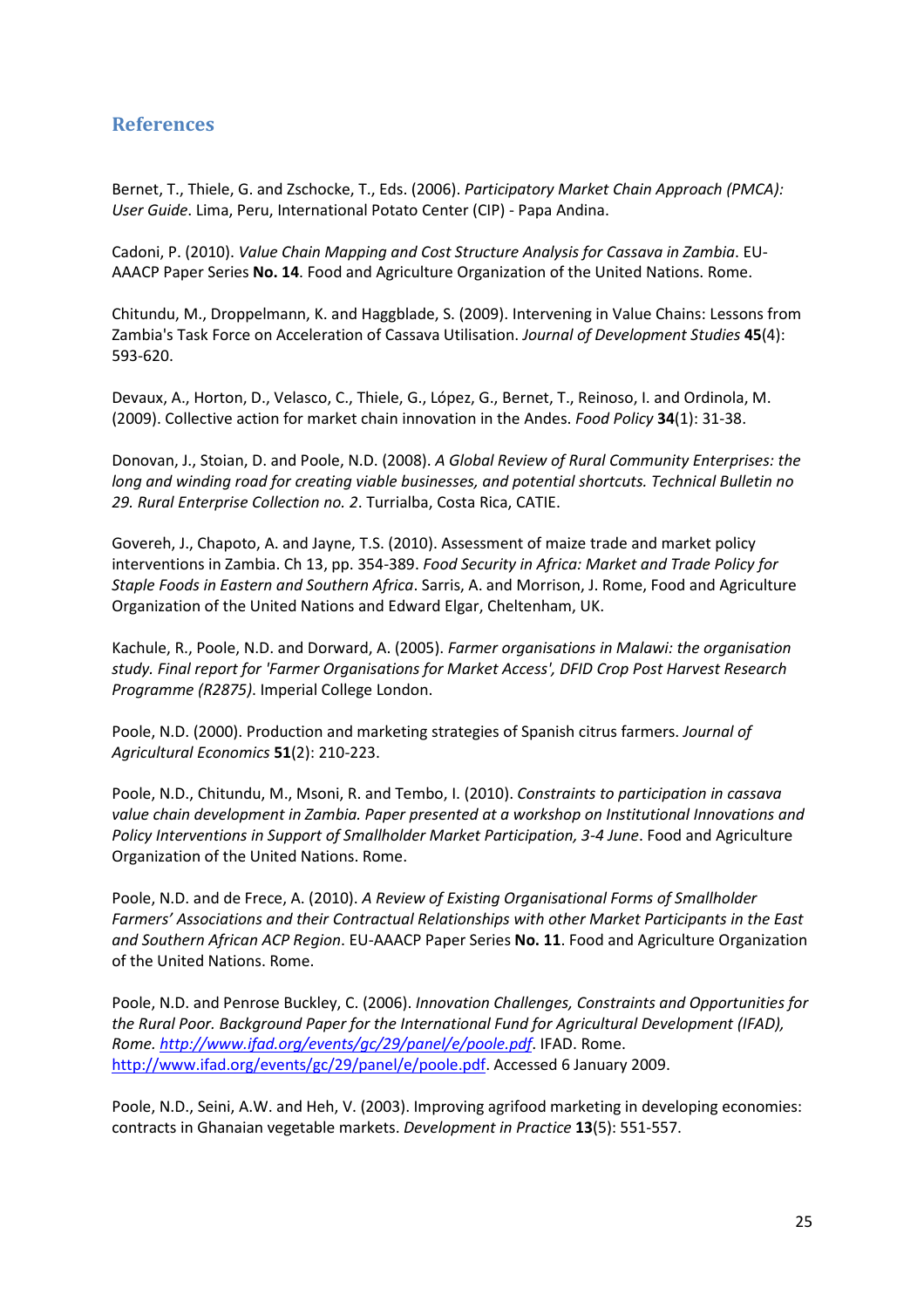## References

Bernet, T., Thiele, G. and Zschocke, T., Eds. (2006). *Participatory Market Chain Approach (PMCA): User Guide*. Lima, Peru, International Potato Center (CIP) - Papa Andina.

Cadoni, P. (2010). *Value Chain Mapping and Cost Structure Analysis for Cassava in Zambia*. EU-AAACP Paper Series **No. 14**. Food and Agriculture Organization of the United Nations. Rome.

Chitundu, M., Droppelmann, K. and Haggblade, S. (2009). Intervening in Value Chains: Lessons from Zambia's Task Force on Acceleration of Cassava Utilisation. *Journal of Development Studies* **45**(4): 593-620.

Devaux, A., Horton, D., Velasco, C., Thiele, G., López, G., Bernet, T., Reinoso, I. and Ordinola, M. (2009). Collective action for market chain innovation in the Andes. *Food Policy* **34**(1): 31-38.

Donovan, J., Stoian, D. and Poole, N.D. (2008). *A Global Review of Rural Community Enterprises: the long and winding road for creating viable businesses, and potential shortcuts. Technical Bulletin no 29. Rural Enterprise Collection no. 2*. Turrialba, Costa Rica, CATIE.

Govereh, J., Chapoto, A. and Jayne, T.S. (2010). Assessment of maize trade and market policy interventions in Zambia. Ch 13, pp. 354-389. *Food Security in Africa: Market and Trade Policy for Staple Foods in Eastern and Southern Africa*. Sarris, A. and Morrison, J. Rome, Food and Agriculture Organization of the United Nations and Edward Elgar, Cheltenham, UK.

Kachule, R., Poole, N.D. and Dorward, A. (2005). *Farmer organisations in Malawi: the organisation study. Final report for 'Farmer Organisations for Market Access', DFID Crop Post Harvest Research Programme (R2875)*. Imperial College London.

Poole, N.D. (2000). Production and marketing strategies of Spanish citrus farmers. *Journal of Agricultural Economics* **51**(2): 210-223.

Poole, N.D., Chitundu, M., Msoni, R. and Tembo, I. (2010). *Constraints to participation in cassava value chain development in Zambia. Paper presented at a workshop on Institutional Innovations and Policy Interventions in Support of Smallholder Market Participation, 3-4 June*. Food and Agriculture Organization of the United Nations. Rome.

Poole, N.D. and de Frece, A. (2010). *A Review of Existing Organisational Forms of Smallholder Farmers' Associations and their Contractual Relationships with other Market Participants in the East and Southern African ACP Region*. EU-AAACP Paper Series **No. 11**. Food and Agriculture Organization of the United Nations. Rome.

Poole, N.D. and Penrose Buckley, C. (2006). *Innovation Challenges, Constraints and Opportunities for the Rural Poor. Background Paper for the International Fund for Agricultural Development (IFAD), Rome. http://www.ifad.org/events/gc/29/panel/e/poole.pdf*. IFAD. Rome. http://www.ifad.org/events/gc/29/panel/e/poole.pdf. Accessed 6 January 2009.

Poole, N.D., Seini, A.W. and Heh, V. (2003). Improving agrifood marketing in developing economies: contracts in Ghanaian vegetable markets. *Development in Practice* **13**(5): 551-557.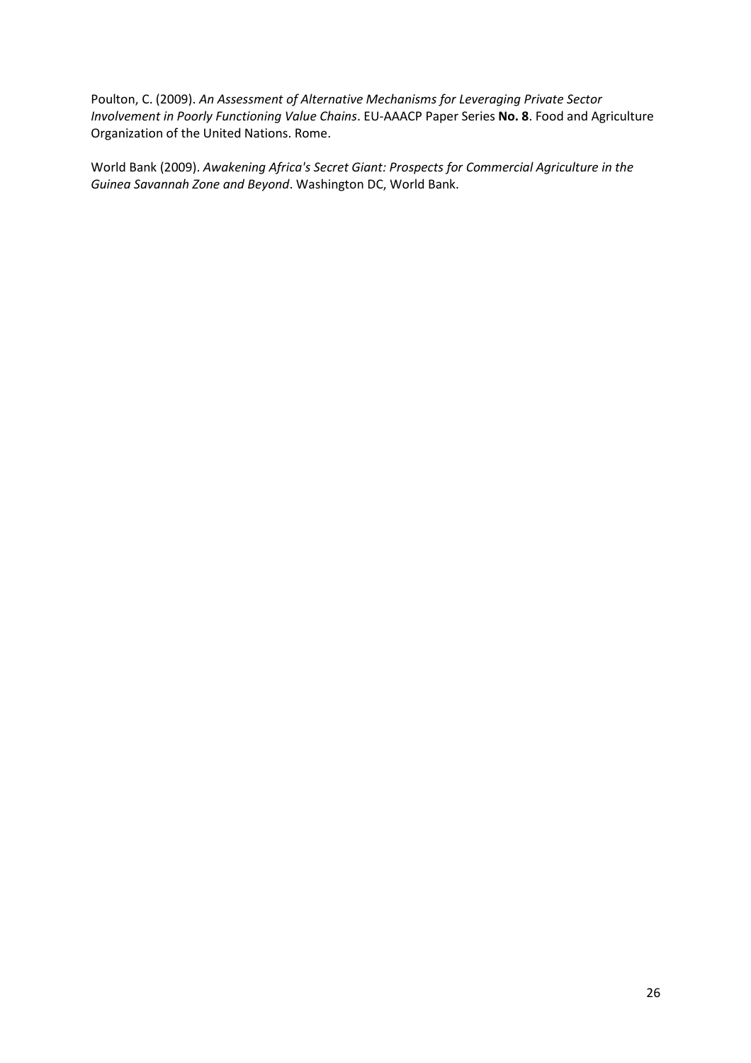Poulton, C. (2009). *An Assessment of Alternative Mechanisms for Leveraging Private Sector Involvement in Poorly Functioning Value Chains*. EU-AAACP Paper Series **No. 8**. Food and Agriculture Organization of the United Nations. Rome.

World Bank (2009). *Awakening Africa's Secret Giant: Prospects for Commercial Agriculture in the Guinea Savannah Zone and Beyond*. Washington DC, World Bank.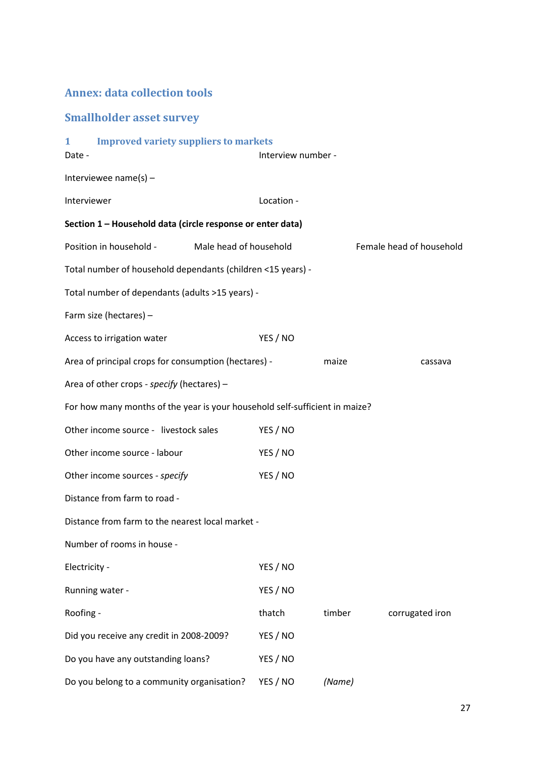# Annex: data collection tools

## Smallholder asset survey

### 1 Improved variety suppliers to markets

Date - Interview number -

Interviewee name(s) –

Interviewer Location -

**Section 1 – Household data (circle response or enter data)**

Position in household - Male head of household Female head of household

Total number of household dependants (children <15 years) -

Total number of dependants (adults >15 years) -

Farm size (hectares) –

Access to irrigation water YES / NO

Area of principal crops for consumption (hectares) - maize cassava

Area of other crops - *specify* (hectares) –

For how many months of the year is your household self-sufficient in maize?

Other income source - livestock sales YES / NO

Other income source - labour YES / NO

Other income sources - *specify* YES / NO

Distance from farm to road -

Distance from farm to the nearest local market -

Number of rooms in house -

Electricity - YES / NO

Running water - YES / NO

Roofing - thatch timber corrugated iron

Did you receive any credit in 2008-2009? YES / NO

Do you have any outstanding loans? YES / NO

Do you belong to a community organisation? YES / NO *(Name)*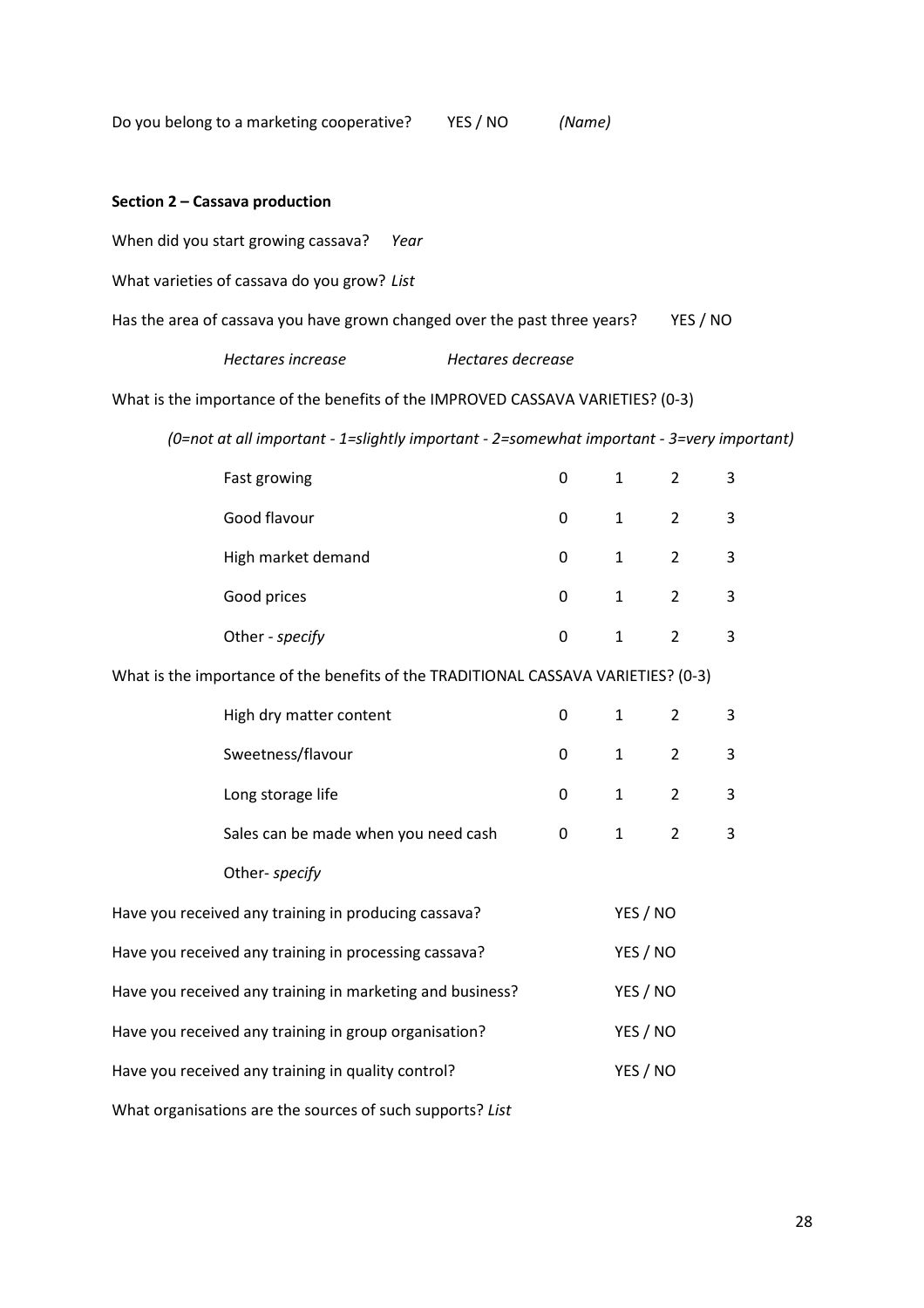Do you belong to a marketing cooperative? YES / NO *(Name)*

**Section 2 – Cassava production**

When did you start growing cassava? *Year*

What varieties of cassava do you grow? *List*

Has the area of cassava you have grown changed over the past three years? YES / NO

*Hectares increase* *Hectares decrease*

What is the importance of the benefits of the IMPROVED CASSAVA VARIETIES? (0-3)

*(0=not at all important - 1=slightly important - 2=somewhat important - 3=very important)*

| | | | | |
|---|---|---|---|---|
| Fast growing | 0 | 1 | 2 | 3 |
| Good flavour | 0 | 1 | 2 | 3 |
| High market demand | 0 | 1 | 2 | 3 |
| Good prices | 0 | 1 | 2 | 3 |
| Other - *specify* | 0 | 1 | 2 | 3 |

What is the importance of the benefits of the TRADITIONAL CASSAVA VARIETIES? (0-3)

| | | | | |
|---|---|---|---|---|
| High dry matter content | 0 | 1 | 2 | 3 |
| Sweetness/flavour | 0 | 1 | 2 | 3 |
| Long storage life | 0 | 1 | 2 | 3 |
| Sales can be made when you need cash | 0 | 1 | 2 | 3 |
| Other- *specify* | | | | |

Have you received any training in producing cassava? YES / NO

Have you received any training in processing cassava? YES / NO

Have you received any training in marketing and business? YES / NO

Have you received any training in group organisation? YES / NO

Have you received any training in quality control? YES / NO

What organisations are the sources of such supports? *List*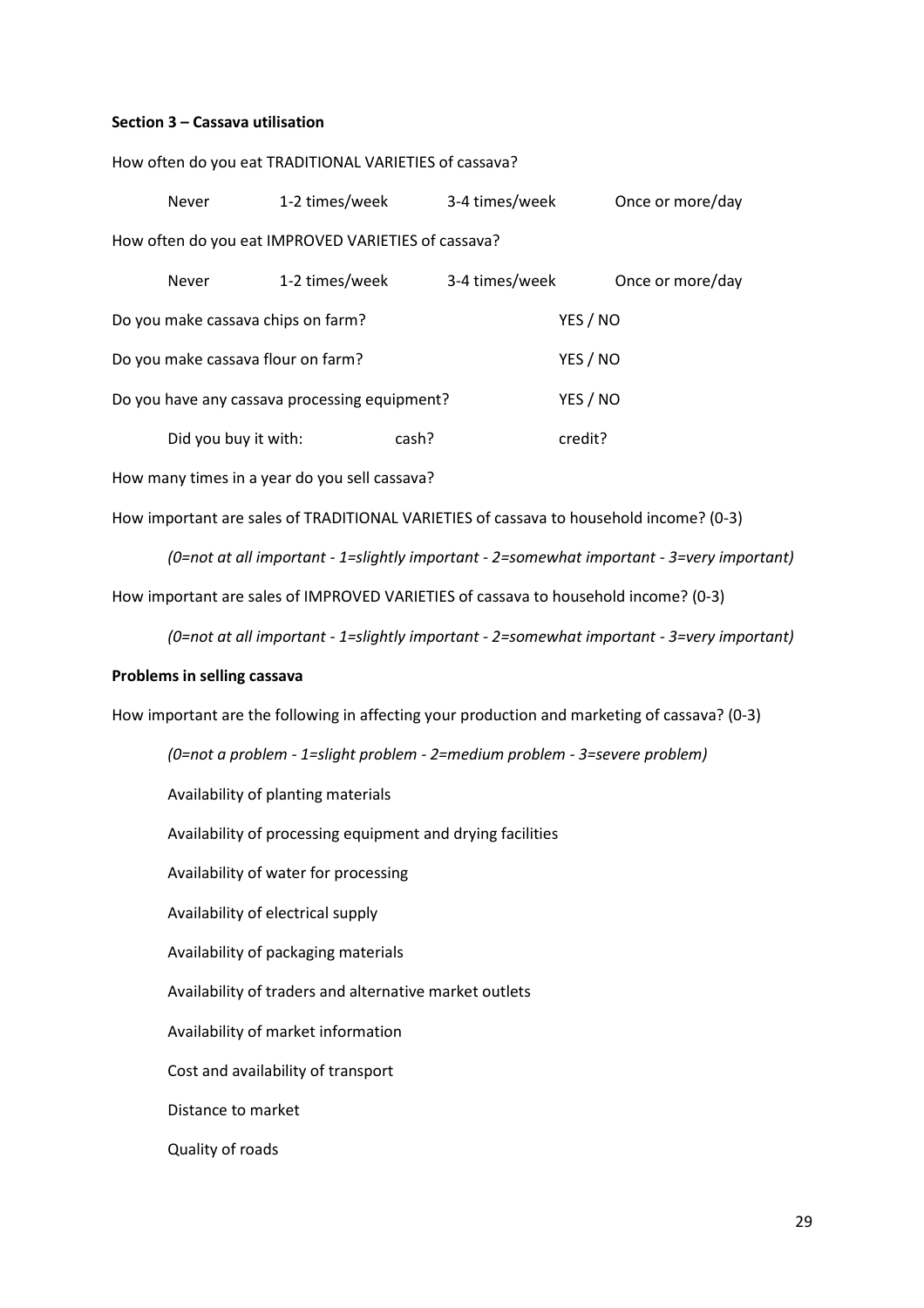**Section 3 – Cassava utilisation**

How often do you eat TRADITIONAL VARIETIES of cassava?

Never 1-2 times/week 3-4 times/week Once or more/day

How often do you eat IMPROVED VARIETIES of cassava?

Never 1-2 times/week 3-4 times/week Once or more/day

Do you make cassava chips on farm? YES / NO

Do you make cassava flour on farm? YES / NO

Do you have any cassava processing equipment? YES / NO

Did you buy it with: cash? credit?

How many times in a year do you sell cassava?

How important are sales of TRADITIONAL VARIETIES of cassava to household income? (0-3)

*(0=not at all important - 1=slightly important - 2=somewhat important - 3=very important)*

How important are sales of IMPROVED VARIETIES of cassava to household income? (0-3)

*(0=not at all important - 1=slightly important - 2=somewhat important - 3=very important)*

**Problems in selling cassava**

How important are the following in affecting your production and marketing of cassava? (0-3)

*(0=not a problem - 1=slight problem - 2=medium problem - 3=severe problem)*

Availability of planting materials

Availability of processing equipment and drying facilities

Availability of water for processing

Availability of electrical supply

Availability of packaging materials

Availability of traders and alternative market outlets

Availability of market information

Cost and availability of transport

Distance to market

Quality of roads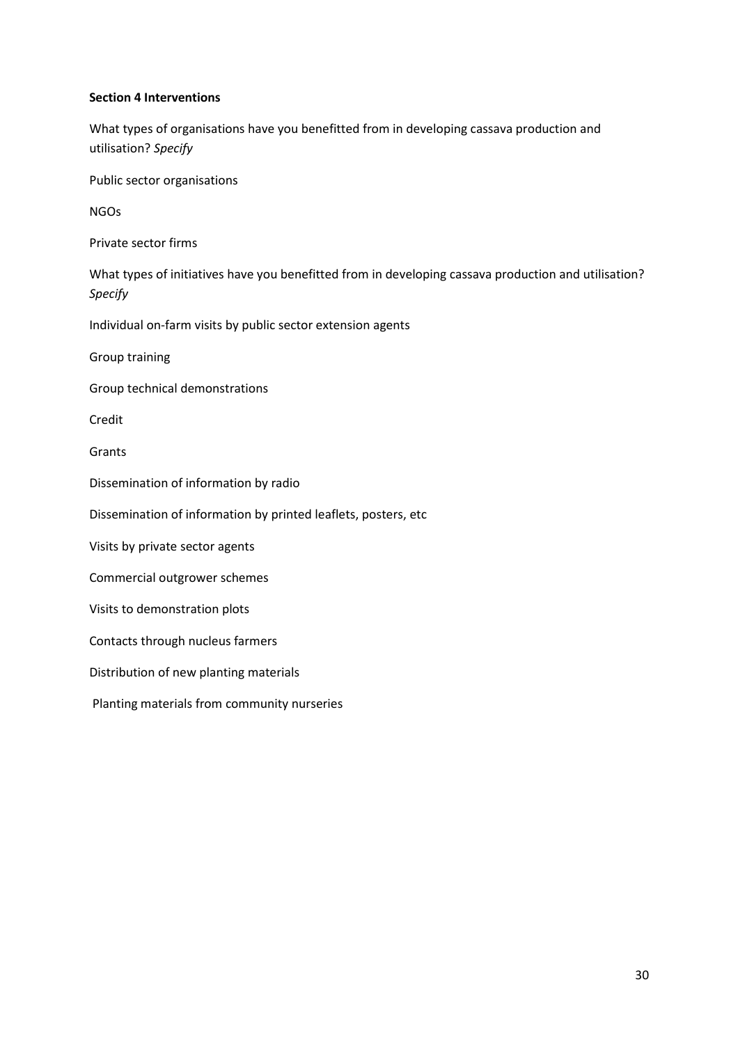**Section 4 Interventions**

What types of organisations have you benefitted from in developing cassava production and utilisation? *Specify*

Public sector organisations

NGOs

Private sector firms

What types of initiatives have you benefitted from in developing cassava production and utilisation? *Specify*

Individual on-farm visits by public sector extension agents

Group training

Group technical demonstrations

Credit

Grants

Dissemination of information by radio

Dissemination of information by printed leaflets, posters, etc

Visits by private sector agents

Commercial outgrower schemes

Visits to demonstration plots

Contacts through nucleus farmers

Distribution of new planting materials

Planting materials from community nurseries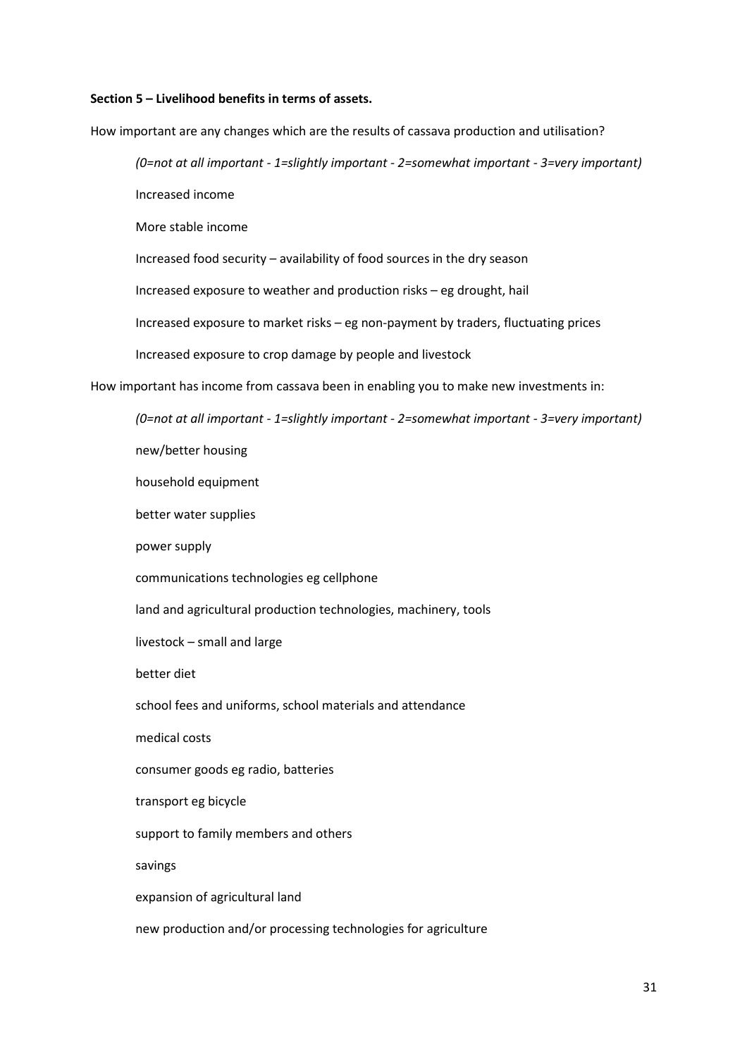**Section 5 – Livelihood benefits in terms of assets.**

How important are any changes which are the results of cassava production and utilisation?

*(0=not at all important - 1=slightly important - 2=somewhat important - 3=very important)*

Increased income

More stable income

Increased food security – availability of food sources in the dry season

Increased exposure to weather and production risks – eg drought, hail

Increased exposure to market risks – eg non-payment by traders, fluctuating prices

Increased exposure to crop damage by people and livestock

How important has income from cassava been in enabling you to make new investments in:

*(0=not at all important - 1=slightly important - 2=somewhat important - 3=very important)*

new/better housing

household equipment

better water supplies

power supply

communications technologies eg cellphone

land and agricultural production technologies, machinery, tools

livestock – small and large

better diet

school fees and uniforms, school materials and attendance

medical costs

consumer goods eg radio, batteries

transport eg bicycle

support to family members and others

savings

expansion of agricultural land

new production and/or processing technologies for agriculture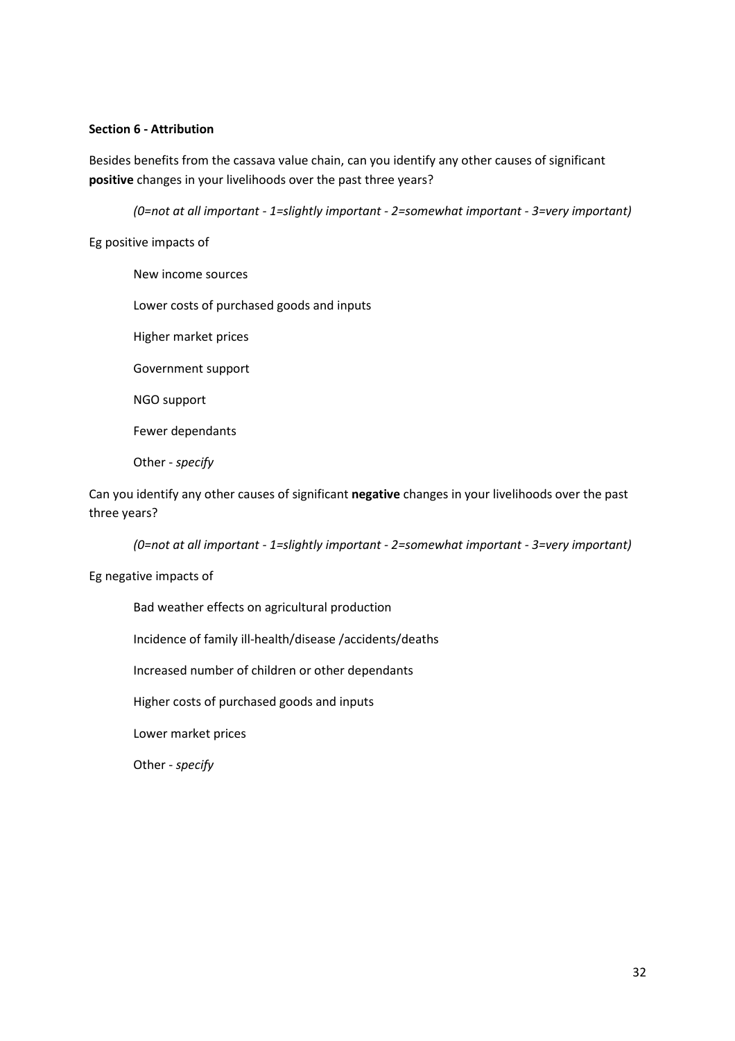**Section 6 - Attribution**

Besides benefits from the cassava value chain, can you identify any other causes of significant **positive** changes in your livelihoods over the past three years?

*(0=not at all important - 1=slightly important - 2=somewhat important - 3=very important)*

Eg positive impacts of

- New income sources
- Lower costs of purchased goods and inputs
- Higher market prices
- Government support
- NGO support
- Fewer dependants
- Other - *specify*

Can you identify any other causes of significant **negative** changes in your livelihoods over the past three years?

*(0=not at all important - 1=slightly important - 2=somewhat important - 3=very important)*

Eg negative impacts of

- Bad weather effects on agricultural production
- Incidence of family ill-health/disease /accidents/deaths
- Increased number of children or other dependants
- Higher costs of purchased goods and inputs
- Lower market prices
- Other - *specify*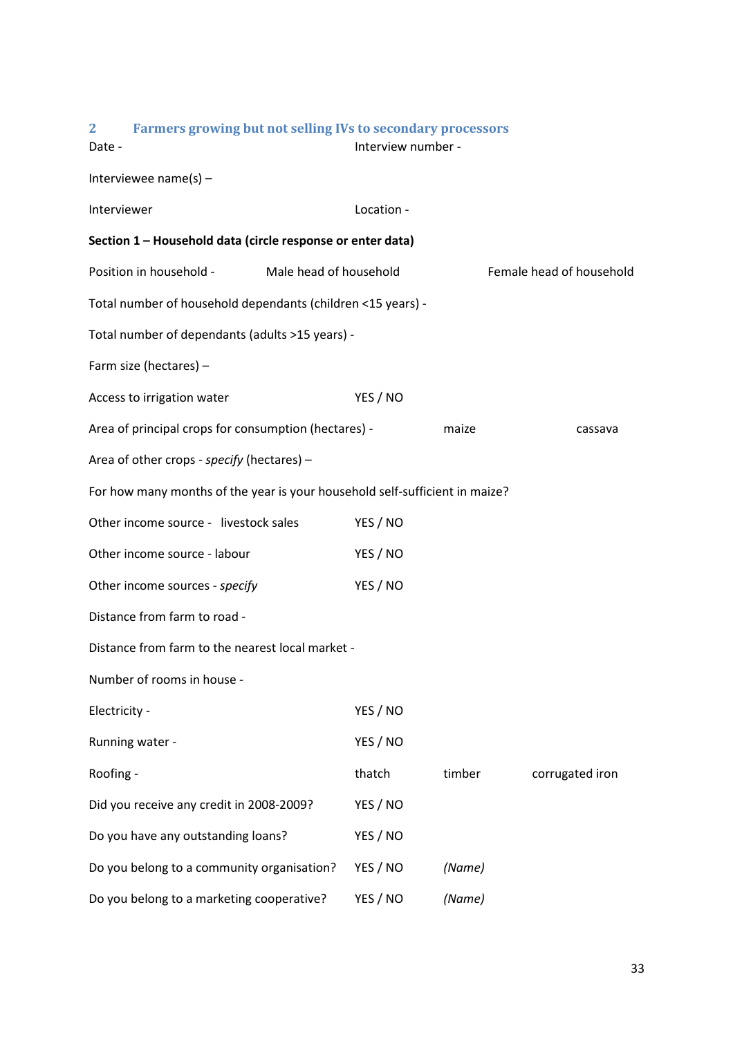## 2 Farmers growing but not selling IVs to secondary processors

Date - Interview number -

Interviewee name(s) –

Interviewer Location -

**Section 1 – Household data (circle response or enter data)**

Position in household - Male head of household Female head of household

Total number of household dependants (children <15 years) -

Total number of dependants (adults >15 years) -

Farm size (hectares) –

Access to irrigation water YES / NO

Area of principal crops for consumption (hectares) - maize cassava

Area of other crops - *specify* (hectares) –

For how many months of the year is your household self-sufficient in maize?

Other income source - livestock sales YES / NO

Other income source - labour YES / NO

Other income sources - *specify* YES / NO

Distance from farm to road -

Distance from farm to the nearest local market -

Number of rooms in house -

Electricity - YES / NO

Running water - YES / NO

Roofing - thatch timber corrugated iron

Did you receive any credit in 2008-2009? YES / NO

Do you have any outstanding loans? YES / NO

Do you belong to a community organisation? YES / NO *(Name)*

Do you belong to a marketing cooperative? YES / NO *(Name)*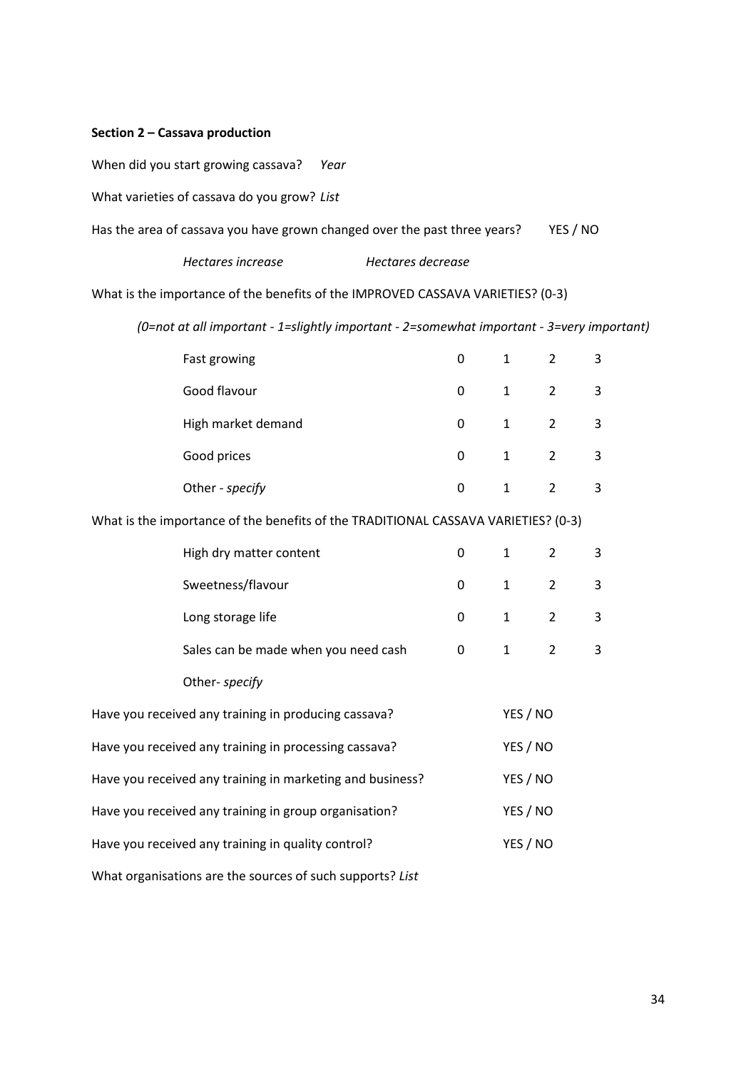**Section 2 – Cassava production**

When did you start growing cassava? *Year*

What varieties of cassava do you grow? *List*

Has the area of cassava you have grown changed over the past three years? YES / NO

*Hectares increase* *Hectares decrease*

What is the importance of the benefits of the IMPROVED CASSAVA VARIETIES? (0-3)

*(0=not at all important - 1=slightly important - 2=somewhat important - 3=very important)*

| | | | | |
|---|---|---|---|---|
| Fast growing | 0 | 1 | 2 | 3 |
| Good flavour | 0 | 1 | 2 | 3 |
| High market demand | 0 | 1 | 2 | 3 |
| Good prices | 0 | 1 | 2 | 3 |
| Other - *specify* | 0 | 1 | 2 | 3 |

What is the importance of the benefits of the TRADITIONAL CASSAVA VARIETIES? (0-3)

| | | | | |
|---|---|---|---|---|
| High dry matter content | 0 | 1 | 2 | 3 |
| Sweetness/flavour | 0 | 1 | 2 | 3 |
| Long storage life | 0 | 1 | 2 | 3 |
| Sales can be made when you need cash | 0 | 1 | 2 | 3 |
| Other- *specify* | | | | |

Have you received any training in producing cassava? YES / NO

Have you received any training in processing cassava? YES / NO

Have you received any training in marketing and business? YES / NO

Have you received any training in group organisation? YES / NO

Have you received any training in quality control? YES / NO

What organisations are the sources of such supports? *List*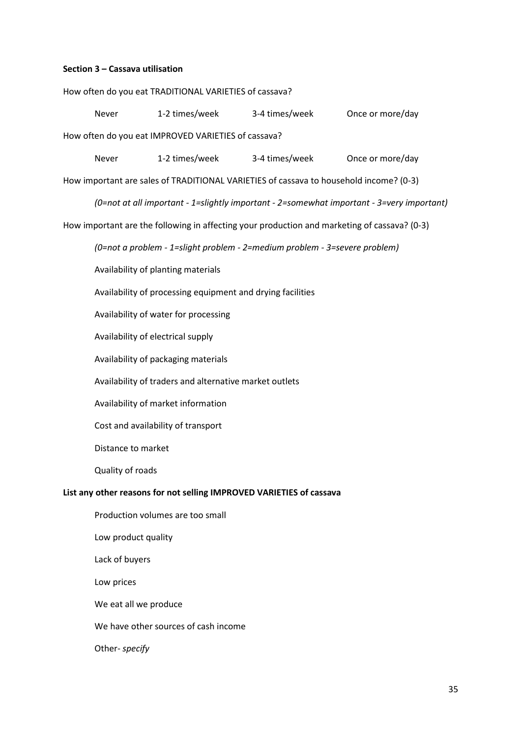**Section 3 – Cassava utilisation**

How often do you eat TRADITIONAL VARIETIES of cassava?

Never | 1-2 times/week | 3-4 times/week | Once or more/day

How often do you eat IMPROVED VARIETIES of cassava?

Never | 1-2 times/week | 3-4 times/week | Once or more/day

How important are sales of TRADITIONAL VARIETIES of cassava to household income? (0-3)

*(0=not at all important - 1=slightly important - 2=somewhat important - 3=very important)*

How important are the following in affecting your production and marketing of cassava? (0-3)

*(0=not a problem - 1=slight problem - 2=medium problem - 3=severe problem)*

Availability of planting materials

Availability of processing equipment and drying facilities

Availability of water for processing

Availability of electrical supply

Availability of packaging materials

Availability of traders and alternative market outlets

Availability of market information

Cost and availability of transport

Distance to market

Quality of roads

**List any other reasons for not selling IMPROVED VARIETIES of cassava**

Production volumes are too small

Low product quality

Lack of buyers

Low prices

We eat all we produce

We have other sources of cash income

Other- *specify*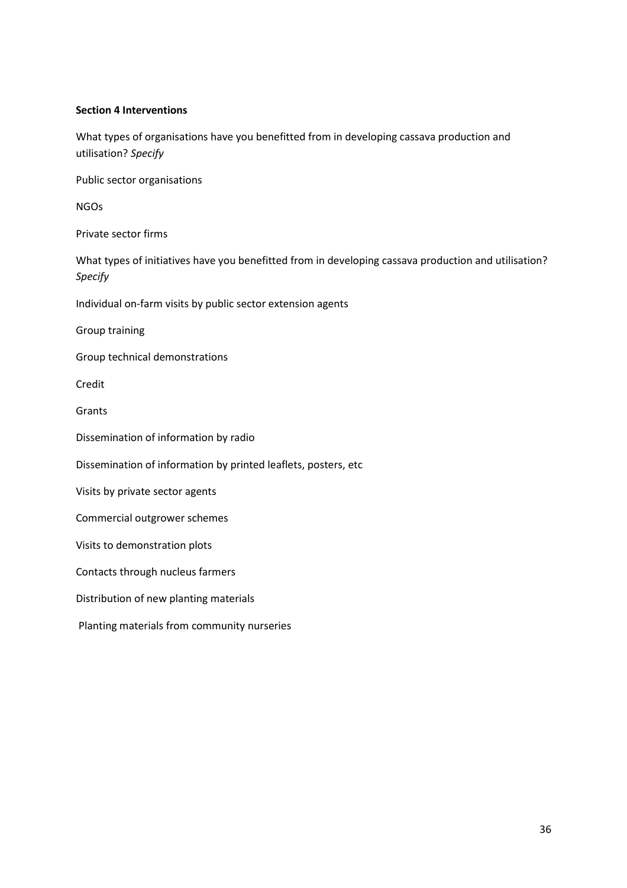**Section 4 Interventions**

What types of organisations have you benefitted from in developing cassava production and utilisation? *Specify*

Public sector organisations

NGOs

Private sector firms

What types of initiatives have you benefitted from in developing cassava production and utilisation? *Specify*

Individual on-farm visits by public sector extension agents

Group training

Group technical demonstrations

Credit

Grants

Dissemination of information by radio

Dissemination of information by printed leaflets, posters, etc

Visits by private sector agents

Commercial outgrower schemes

Visits to demonstration plots

Contacts through nucleus farmers

Distribution of new planting materials

Planting materials from community nurseries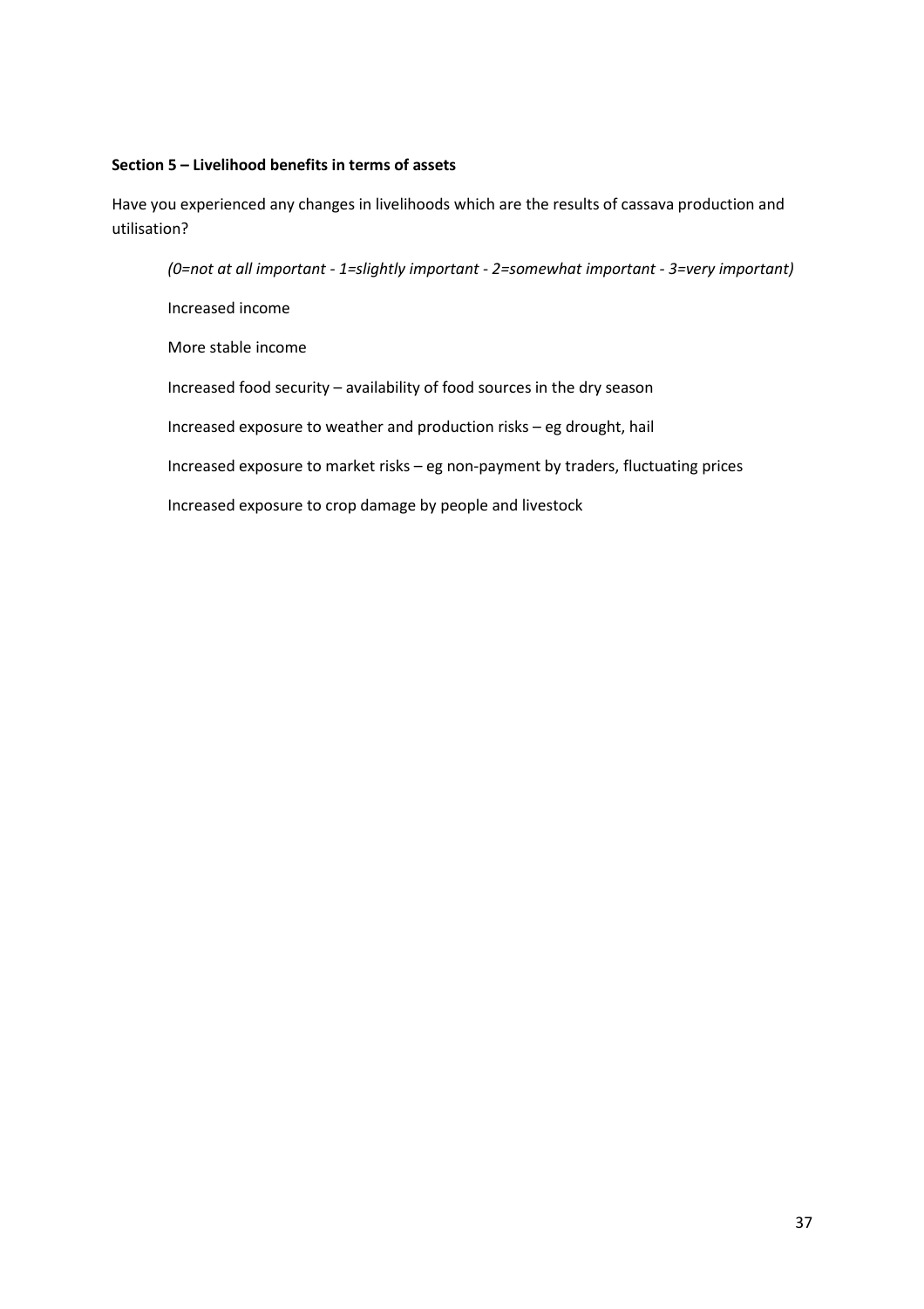**Section 5 – Livelihood benefits in terms of assets**

Have you experienced any changes in livelihoods which are the results of cassava production and utilisation?

*(0=not at all important - 1=slightly important - 2=somewhat important - 3=very important)*

Increased income

More stable income

Increased food security – availability of food sources in the dry season

Increased exposure to weather and production risks – eg drought, hail

Increased exposure to market risks – eg non-payment by traders, fluctuating prices

Increased exposure to crop damage by people and livestock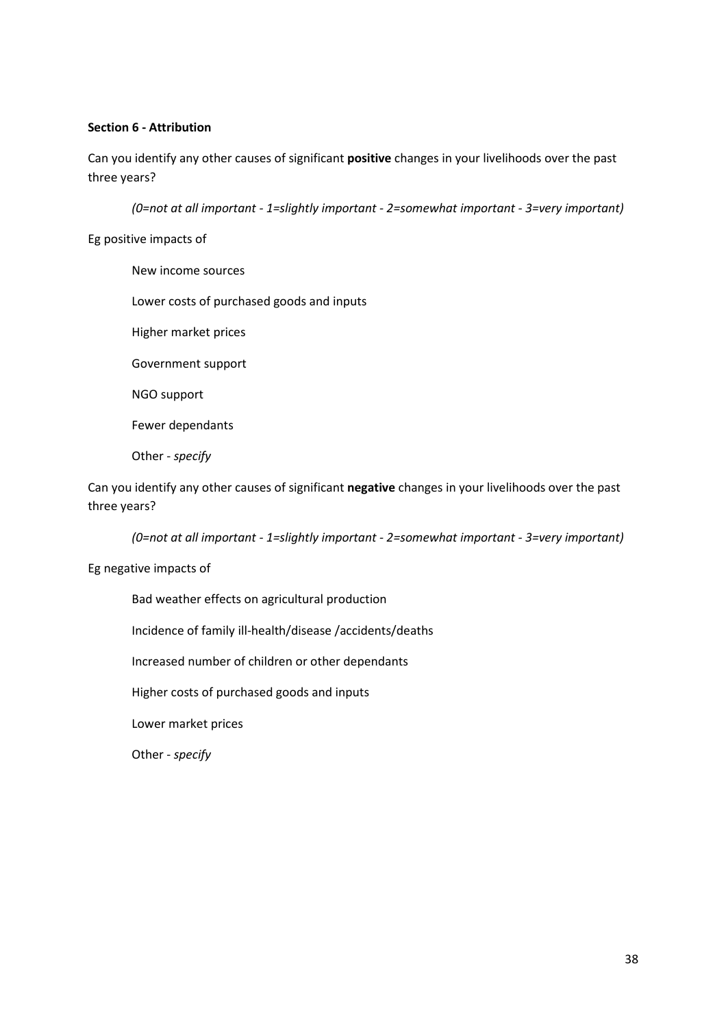**Section 6 - Attribution**

Can you identify any other causes of significant **positive** changes in your livelihoods over the past three years?

*(0=not at all important - 1=slightly important - 2=somewhat important - 3=very important)*

Eg positive impacts of

- New income sources
- Lower costs of purchased goods and inputs
- Higher market prices
- Government support
- NGO support
- Fewer dependants
- Other - *specify*

Can you identify any other causes of significant **negative** changes in your livelihoods over the past three years?

*(0=not at all important - 1=slightly important - 2=somewhat important - 3=very important)*

Eg negative impacts of

- Bad weather effects on agricultural production
- Incidence of family ill-health/disease /accidents/deaths
- Increased number of children or other dependants
- Higher costs of purchased goods and inputs
- Lower market prices
- Other - *specify*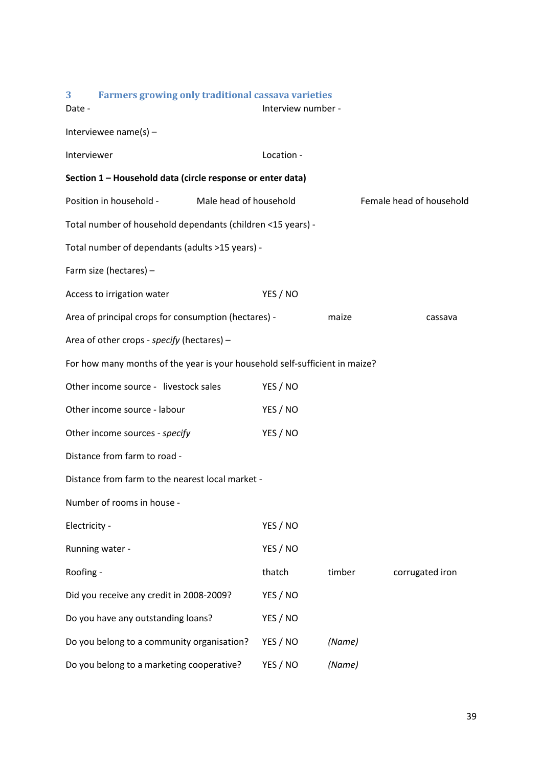## 3 Farmers growing only traditional cassava varieties

Date - Interview number -

Interviewee name(s) –

Interviewer Location -

**Section 1 – Household data (circle response or enter data)**

Position in household - Male head of household Female head of household

Total number of household dependants (children <15 years) -

Total number of dependants (adults >15 years) -

Farm size (hectares) –

Access to irrigation water YES / NO

Area of principal crops for consumption (hectares) - maize cassava

Area of other crops - *specify* (hectares) –

For how many months of the year is your household self-sufficient in maize?

Other income source - livestock sales YES / NO

Other income source - labour YES / NO

Other income sources - *specify* YES / NO

Distance from farm to road -

Distance from farm to the nearest local market -

Number of rooms in house -

Electricity - YES / NO

Running water - YES / NO

Roofing - thatch timber corrugated iron

Did you receive any credit in 2008-2009? YES / NO

Do you have any outstanding loans? YES / NO

Do you belong to a community organisation? YES / NO *(Name)*

Do you belong to a marketing cooperative? YES / NO *(Name)*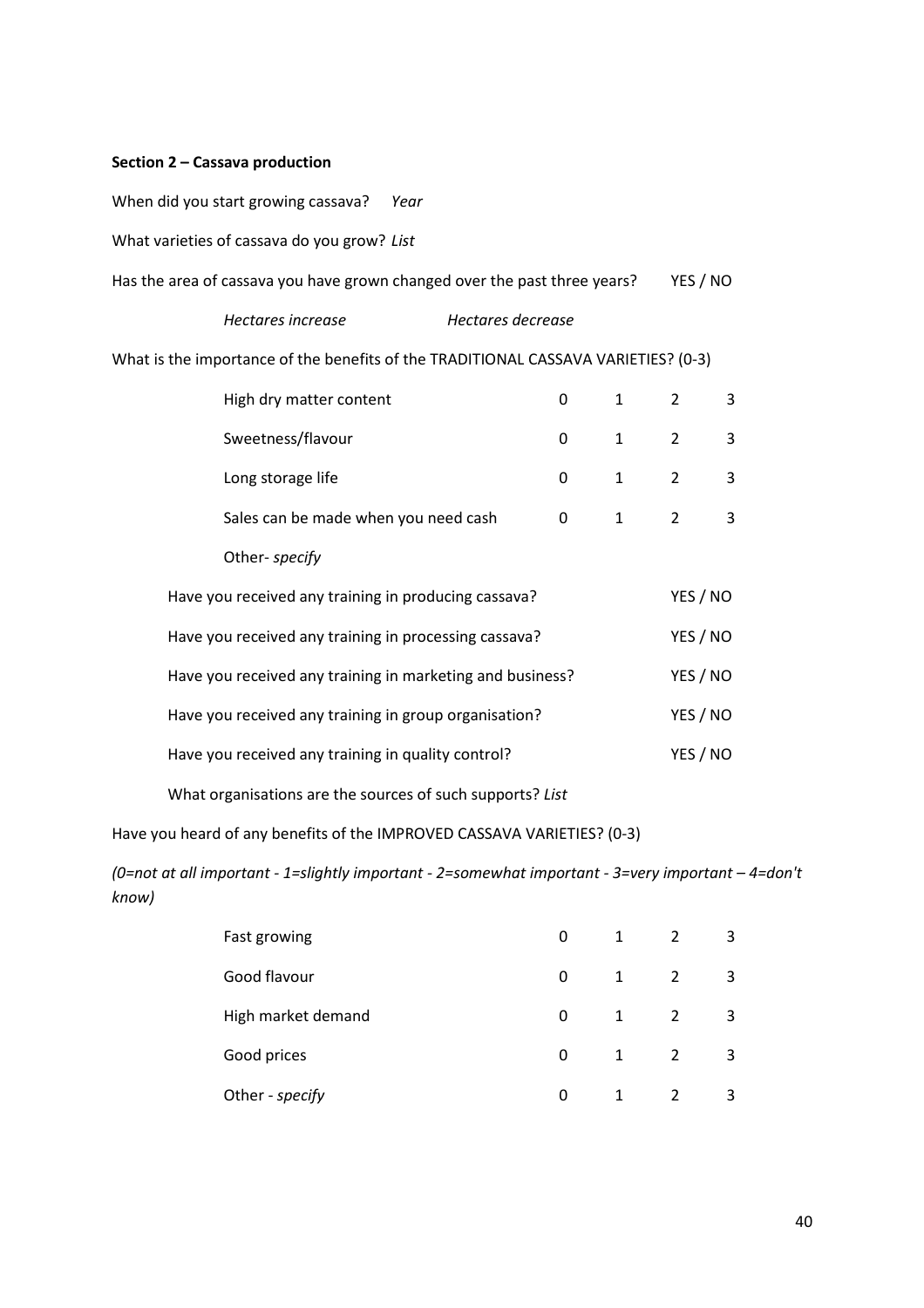**Section 2 – Cassava production**

When did you start growing cassava? *Year*

What varieties of cassava do you grow? *List*

Has the area of cassava you have grown changed over the past three years? YES / NO

*Hectares increase* *Hectares decrease*

What is the importance of the benefits of the TRADITIONAL CASSAVA VARIETIES? (0-3)

| | | | | |
|---|---|---|---|---|
| High dry matter content | 0 | 1 | 2 | 3 |
| Sweetness/flavour | 0 | 1 | 2 | 3 |
| Long storage life | 0 | 1 | 2 | 3 |
| Sales can be made when you need cash | 0 | 1 | 2 | 3 |
| Other- *specify* | | | | |

Have you received any training in producing cassava? YES / NO

Have you received any training in processing cassava? YES / NO

Have you received any training in marketing and business? YES / NO

Have you received any training in group organisation? YES / NO

Have you received any training in quality control? YES / NO

What organisations are the sources of such supports? *List*

Have you heard of any benefits of the IMPROVED CASSAVA VARIETIES? (0-3)

*(0=not at all important - 1=slightly important - 2=somewhat important - 3=very important – 4=don't know)*

| | | | | |
|---|---|---|---|---|
| Fast growing | 0 | 1 | 2 | 3 |
| Good flavour | 0 | 1 | 2 | 3 |
| High market demand | 0 | 1 | 2 | 3 |
| Good prices | 0 | 1 | 2 | 3 |
| Other - *specify* | 0 | 1 | 2 | 3 |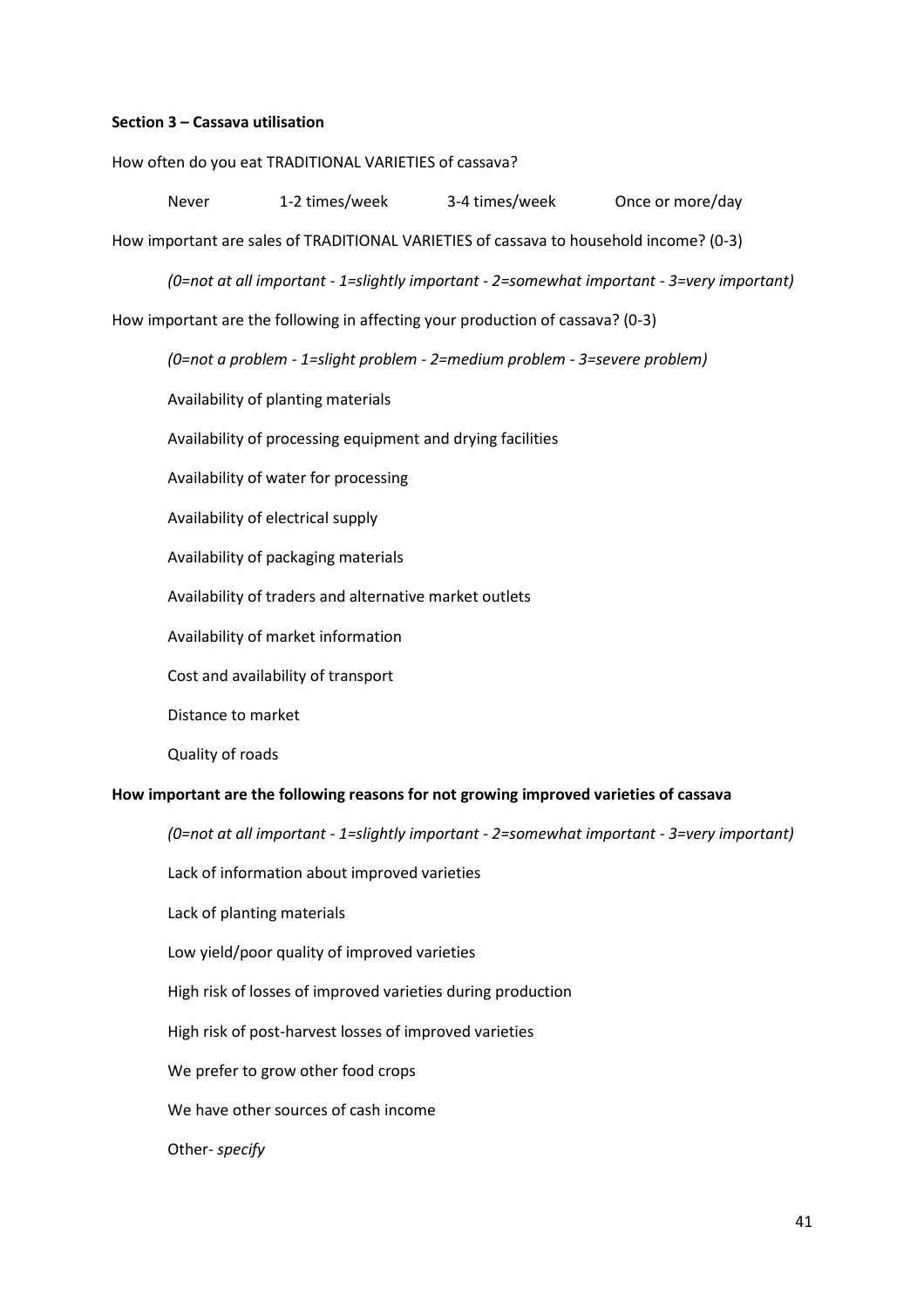**Section 3 – Cassava utilisation**

How often do you eat TRADITIONAL VARIETIES of cassava?

Never 1-2 times/week 3-4 times/week Once or more/day

How important are sales of TRADITIONAL VARIETIES of cassava to household income? (0-3)

*(0=not at all important - 1=slightly important - 2=somewhat important - 3=very important)*

How important are the following in affecting your production of cassava? (0-3)

*(0=not a problem - 1=slight problem - 2=medium problem - 3=severe problem)*

Availability of planting materials

Availability of processing equipment and drying facilities

Availability of water for processing

Availability of electrical supply

Availability of packaging materials

Availability of traders and alternative market outlets

Availability of market information

Cost and availability of transport

Distance to market

Quality of roads

**How important are the following reasons for not growing improved varieties of cassava**

*(0=not at all important - 1=slightly important - 2=somewhat important - 3=very important)*

Lack of information about improved varieties

Lack of planting materials

Low yield/poor quality of improved varieties

High risk of losses of improved varieties during production

High risk of post-harvest losses of improved varieties

We prefer to grow other food crops

We have other sources of cash income

Other- *specify*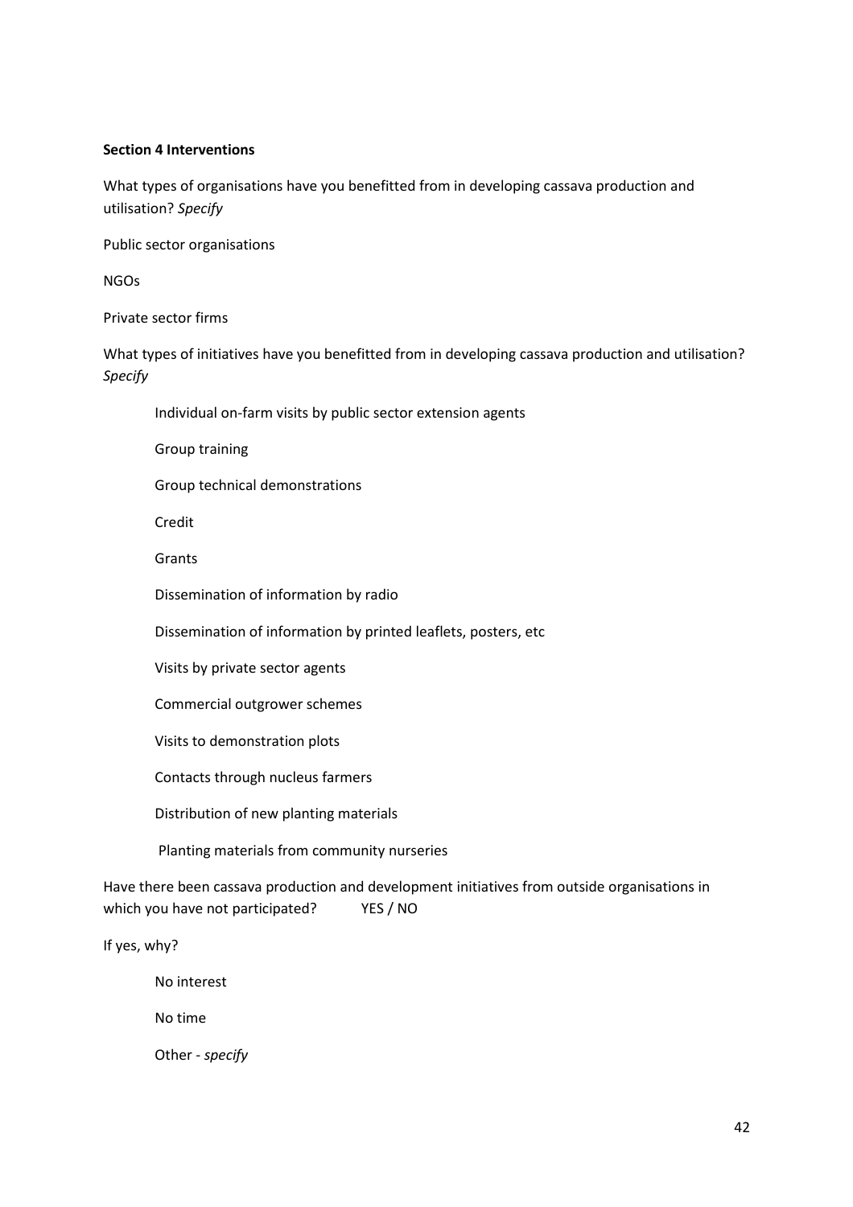**Section 4 Interventions**

What types of organisations have you benefitted from in developing cassava production and utilisation? *Specify*

Public sector organisations

NGOs

Private sector firms

What types of initiatives have you benefitted from in developing cassava production and utilisation? *Specify*

- Individual on-farm visits by public sector extension agents
- Group training
- Group technical demonstrations
- Credit
- Grants
- Dissemination of information by radio
- Dissemination of information by printed leaflets, posters, etc
- Visits by private sector agents
- Commercial outgrower schemes
- Visits to demonstration plots
- Contacts through nucleus farmers
- Distribution of new planting materials
- Planting materials from community nurseries

Have there been cassava production and development initiatives from outside organisations in which you have not participated? YES / NO

If yes, why?

- No interest
- No time
- Other - *specify*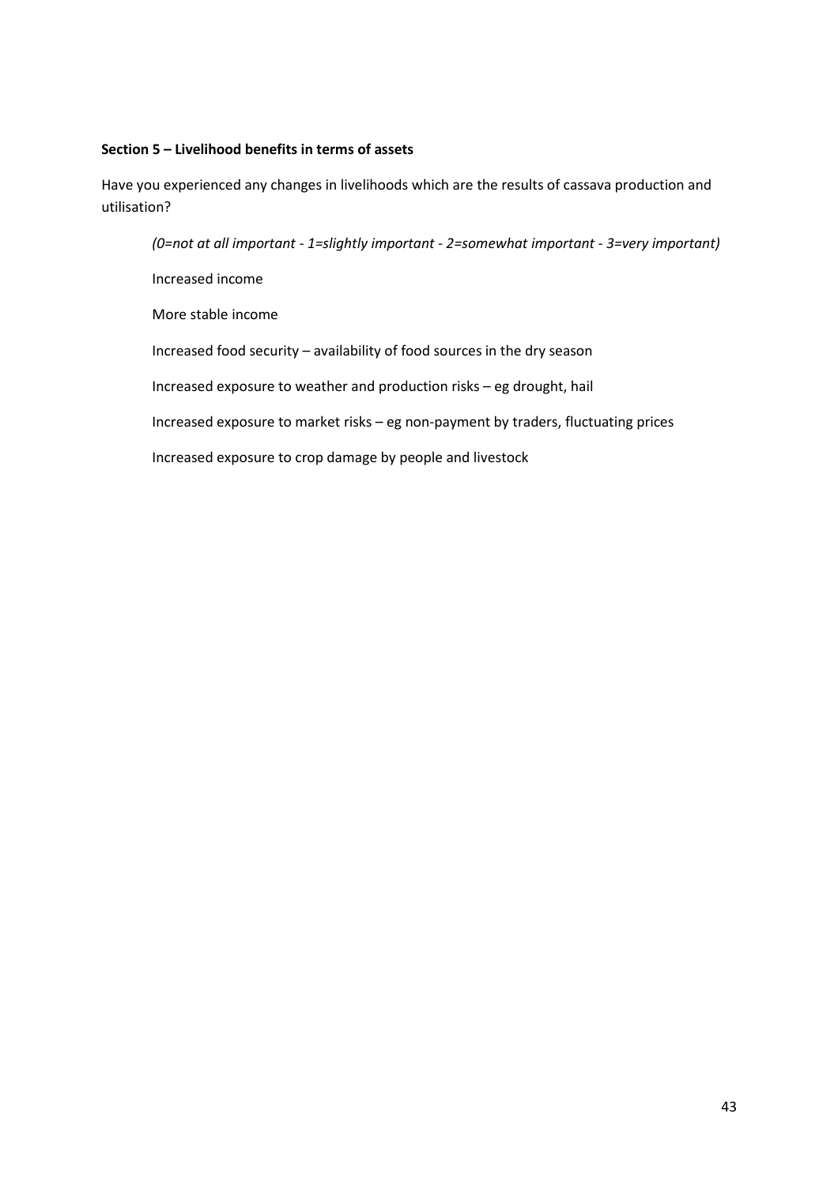**Section 5 – Livelihood benefits in terms of assets**

Have you experienced any changes in livelihoods which are the results of cassava production and utilisation?

*(0=not at all important - 1=slightly important - 2=somewhat important - 3=very important)*

Increased income

More stable income

Increased food security – availability of food sources in the dry season

Increased exposure to weather and production risks – eg drought, hail

Increased exposure to market risks – eg non-payment by traders, fluctuating prices

Increased exposure to crop damage by people and livestock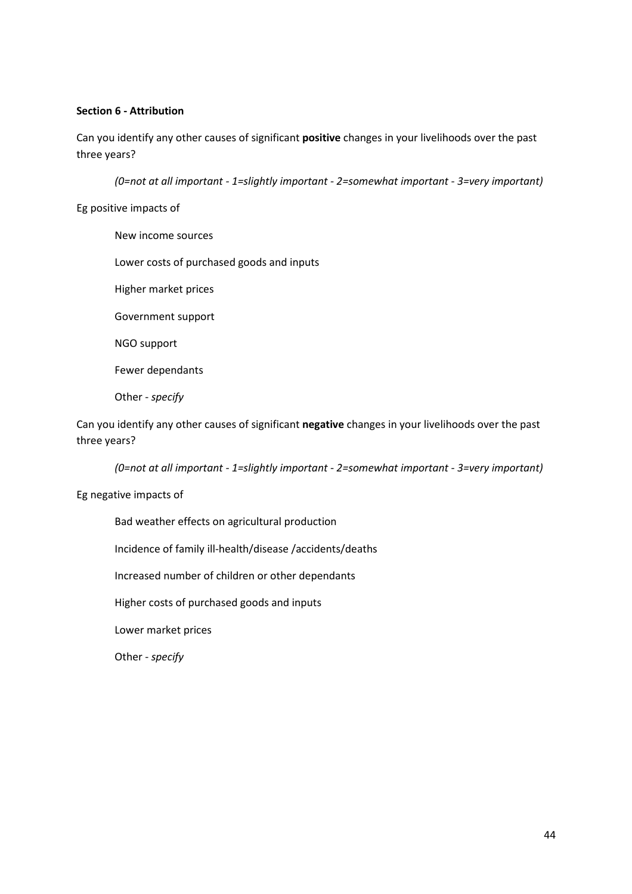**Section 6 - Attribution**

Can you identify any other causes of significant **positive** changes in your livelihoods over the past three years?

*(0=not at all important - 1=slightly important - 2=somewhat important - 3=very important)*

Eg positive impacts of

New income sources

Lower costs of purchased goods and inputs

Higher market prices

Government support

NGO support

Fewer dependants

Other - *specify*

Can you identify any other causes of significant **negative** changes in your livelihoods over the past three years?

*(0=not at all important - 1=slightly important - 2=somewhat important - 3=very important)*

Eg negative impacts of

Bad weather effects on agricultural production

Incidence of family ill-health/disease /accidents/deaths

Increased number of children or other dependants

Higher costs of purchased goods and inputs

Lower market prices

Other - *specify*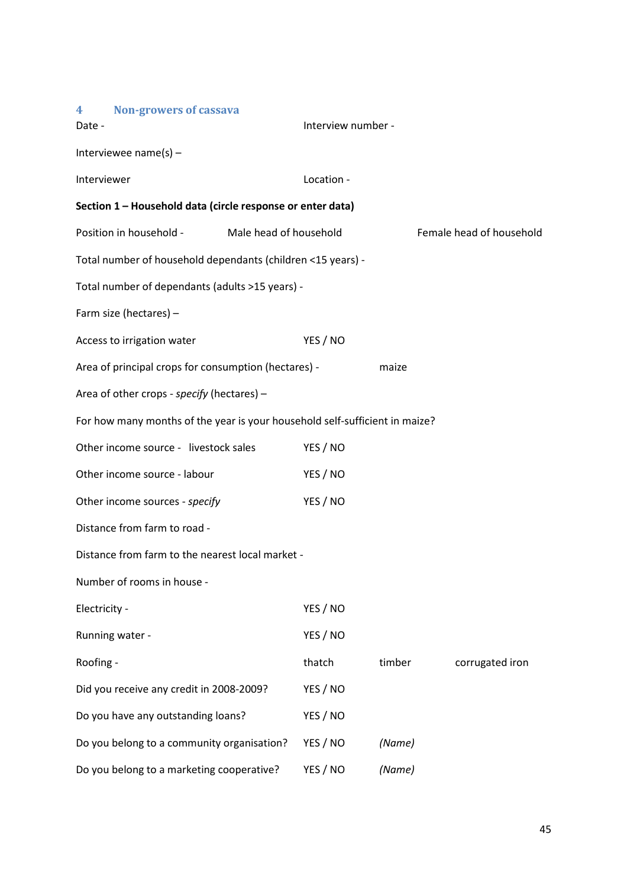## 4 Non-growers of cassava

Date - Interview number -

Interviewee name(s) –

Interviewer Location -

**Section 1 – Household data (circle response or enter data)**

Position in household - Male head of household Female head of household

Total number of household dependants (children <15 years) -

Total number of dependants (adults >15 years) -

Farm size (hectares) –

Access to irrigation water YES / NO

Area of principal crops for consumption (hectares) - maize

Area of other crops - *specify* (hectares) –

For how many months of the year is your household self-sufficient in maize?

Other income source - livestock sales YES / NO

Other income source - labour YES / NO

Other income sources - *specify* YES / NO

Distance from farm to road -

Distance from farm to the nearest local market -

Number of rooms in house -

Electricity - YES / NO

Running water - YES / NO

Roofing - thatch timber corrugated iron

Did you receive any credit in 2008-2009? YES / NO

Do you have any outstanding loans? YES / NO

Do you belong to a community organisation? YES / NO *(Name)*

Do you belong to a marketing cooperative? YES / NO *(Name)*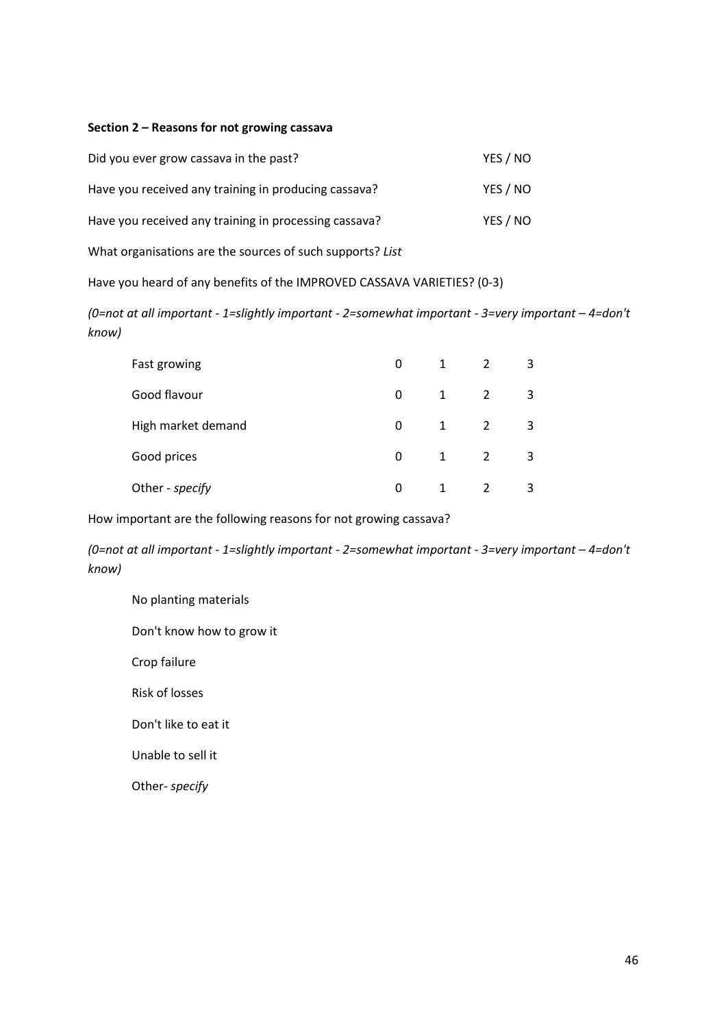**Section 2 – Reasons for not growing cassava**

Did you ever grow cassava in the past? YES / NO

Have you received any training in producing cassava? YES / NO

Have you received any training in processing cassava? YES / NO

What organisations are the sources of such supports? *List*

Have you heard of any benefits of the IMPROVED CASSAVA VARIETIES? (0-3)

*(0=not at all important - 1=slightly important - 2=somewhat important - 3=very important – 4=don't know)*

| | | | | |
|---|---|---|---|---|
| Fast growing | 0 | 1 | 2 | 3 |
| Good flavour | 0 | 1 | 2 | 3 |
| High market demand | 0 | 1 | 2 | 3 |
| Good prices | 0 | 1 | 2 | 3 |
| Other - *specify* | 0 | 1 | 2 | 3 |

How important are the following reasons for not growing cassava?

*(0=not at all important - 1=slightly important - 2=somewhat important - 3=very important – 4=don't know)*

No planting materials

Don't know how to grow it

Crop failure

Risk of losses

Don't like to eat it

Unable to sell it

Other- *specify*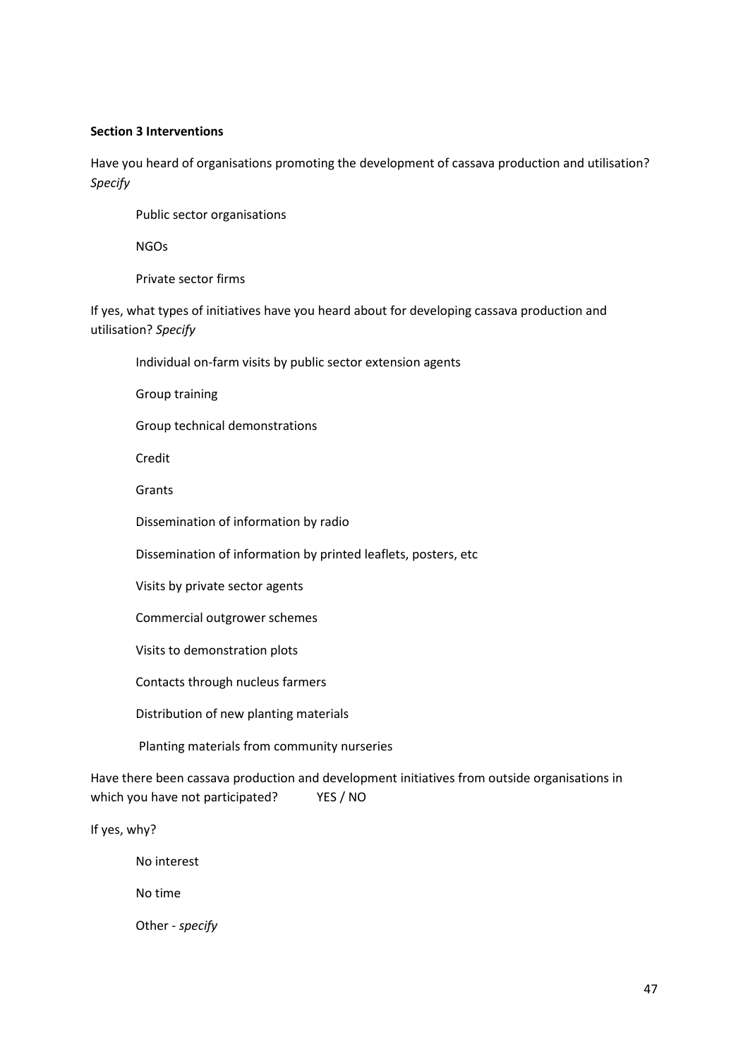**Section 3 Interventions**

Have you heard of organisations promoting the development of cassava production and utilisation? *Specify*

- Public sector organisations
- NGOs
- Private sector firms

If yes, what types of initiatives have you heard about for developing cassava production and utilisation? *Specify*

- Individual on-farm visits by public sector extension agents
- Group training
- Group technical demonstrations
- Credit
- Grants
- Dissemination of information by radio
- Dissemination of information by printed leaflets, posters, etc
- Visits by private sector agents
- Commercial outgrower schemes
- Visits to demonstration plots
- Contacts through nucleus farmers
- Distribution of new planting materials
- Planting materials from community nurseries

Have there been cassava production and development initiatives from outside organisations in which you have not participated? YES / NO

If yes, why?

- No interest
- No time
- Other - *specify*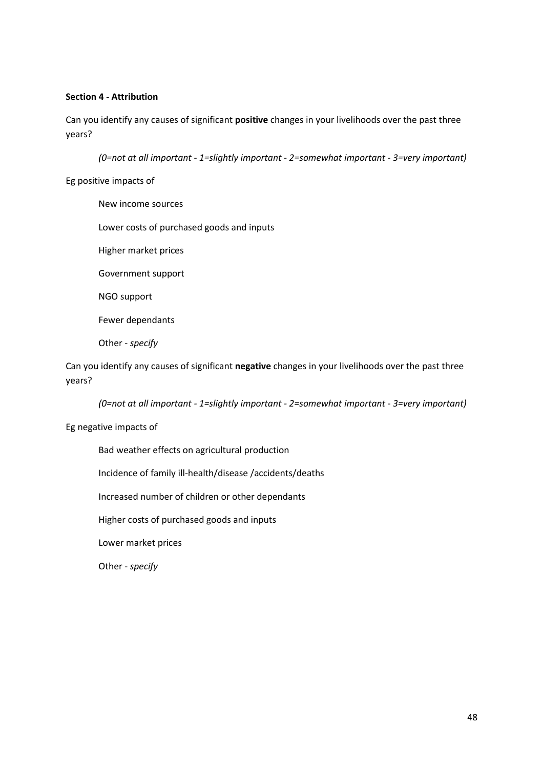**Section 4 - Attribution**

Can you identify any causes of significant **positive** changes in your livelihoods over the past three years?

*(0=not at all important - 1=slightly important - 2=somewhat important - 3=very important)*

Eg positive impacts of

- New income sources
- Lower costs of purchased goods and inputs
- Higher market prices
- Government support
- NGO support
- Fewer dependants
- Other - *specify*

Can you identify any causes of significant **negative** changes in your livelihoods over the past three years?

*(0=not at all important - 1=slightly important - 2=somewhat important - 3=very important)*

Eg negative impacts of

- Bad weather effects on agricultural production
- Incidence of family ill-health/disease /accidents/deaths
- Increased number of children or other dependants
- Higher costs of purchased goods and inputs
- Lower market prices
- Other - *specify*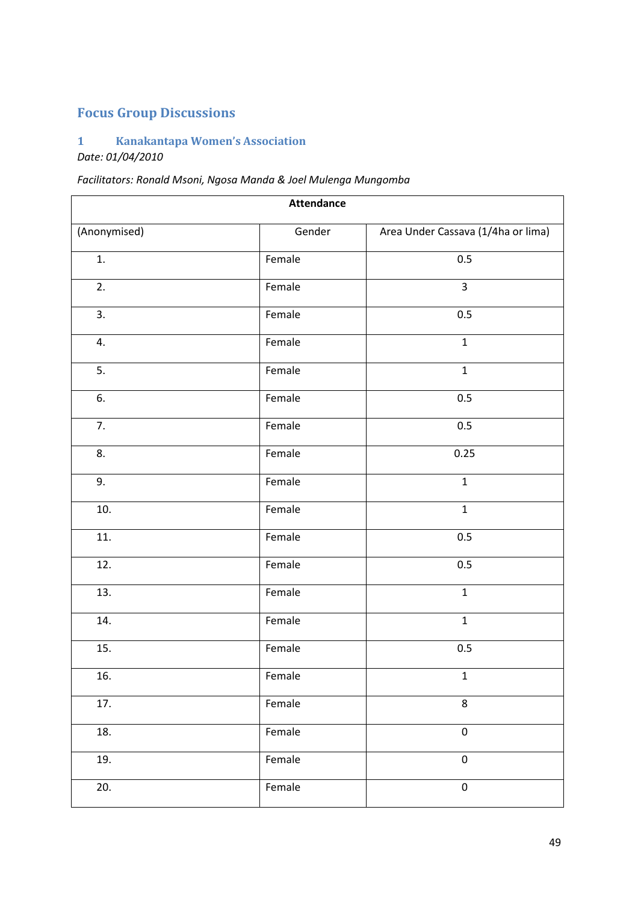# Focus Group Discussions

## 1 Kanakantapa Women's Association

*Date: 01/04/2010*

*Facilitators: Ronald Msoni, Ngosa Manda & Joel Mulenga Mungomba*

| Attendance | | |
|---|---|---|
| (Anonymised) | Gender | Area Under Cassava (1/4ha or lima) |
| 1. | Female | 0.5 |
| 2. | Female | 3 |
| 3. | Female | 0.5 |
| 4. | Female | 1 |
| 5. | Female | 1 |
| 6. | Female | 0.5 |
| 7. | Female | 0.5 |
| 8. | Female | 0.25 |
| 9. | Female | 1 |
| 10. | Female | 1 |
| 11. | Female | 0.5 |
| 12. | Female | 0.5 |
| 13. | Female | 1 |
| 14. | Female | 1 |
| 15. | Female | 0.5 |
| 16. | Female | 1 |
| 17. | Female | 8 |
| 18. | Female | 0 |
| 19. | Female | 0 |
| 20. | Female | 0 |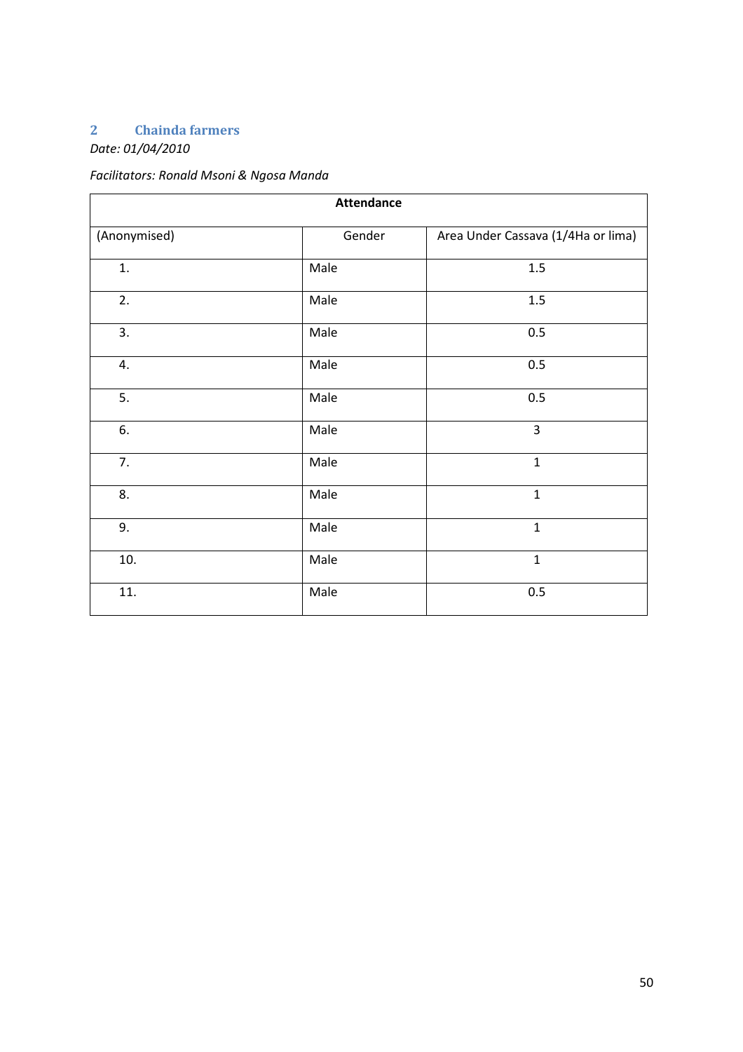## 2 Chainda farmers

*Date: 01/04/2010*

*Facilitators: Ronald Msoni & Ngosa Manda*

| Attendance | | |
|---|---|---|
| (Anonymised) | Gender | Area Under Cassava (1/4Ha or lima) |
| 1. | Male | 1.5 |
| 2. | Male | 1.5 |
| 3. | Male | 0.5 |
| 4. | Male | 0.5 |
| 5. | Male | 0.5 |
| 6. | Male | 3 |
| 7. | Male | 1 |
| 8. | Male | 1 |
| 9. | Male | 1 |
| 10. | Male | 1 |
| 11. | Male | 0.5 |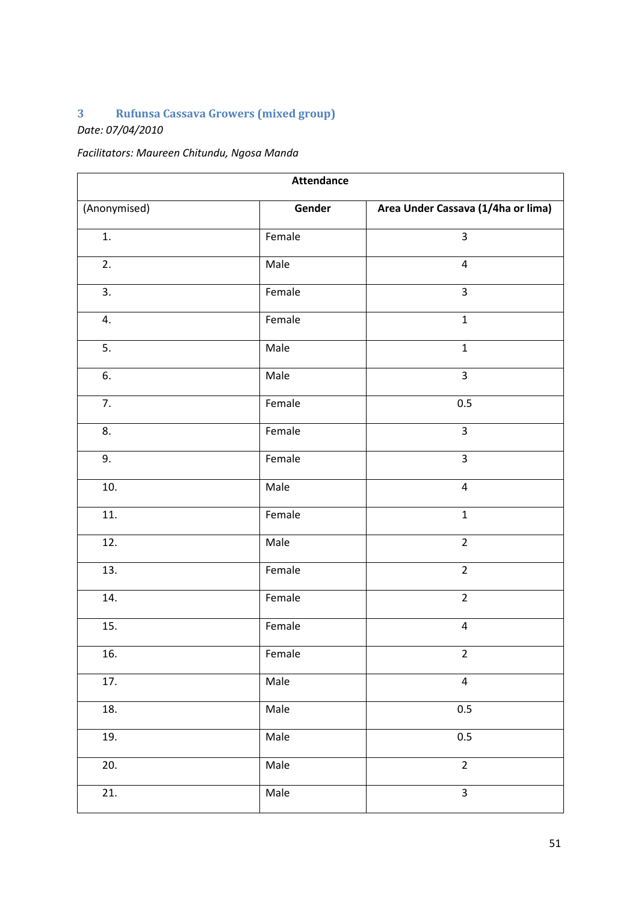## 3 Rufunsa Cassava Growers (mixed group)

*Date: 07/04/2010*

*Facilitators: Maureen Chitundu, Ngosa Manda*

| Attendance | | |
|---|---|---|
| (Anonymised) | **Gender** | **Area Under Cassava (1/4ha or lima)** |
| 1. | Female | 3 |
| 2. | Male | 4 |
| 3. | Female | 3 |
| 4. | Female | 1 |
| 5. | Male | 1 |
| 6. | Male | 3 |
| 7. | Female | 0.5 |
| 8. | Female | 3 |
| 9. | Female | 3 |
| 10. | Male | 4 |
| 11. | Female | 1 |
| 12. | Male | 2 |
| 13. | Female | 2 |
| 14. | Female | 2 |
| 15. | Female | 4 |
| 16. | Female | 2 |
| 17. | Male | 4 |
| 18. | Male | 0.5 |
| 19. | Male | 0.5 |
| 20. | Male | 2 |
| 21. | Male | 3 |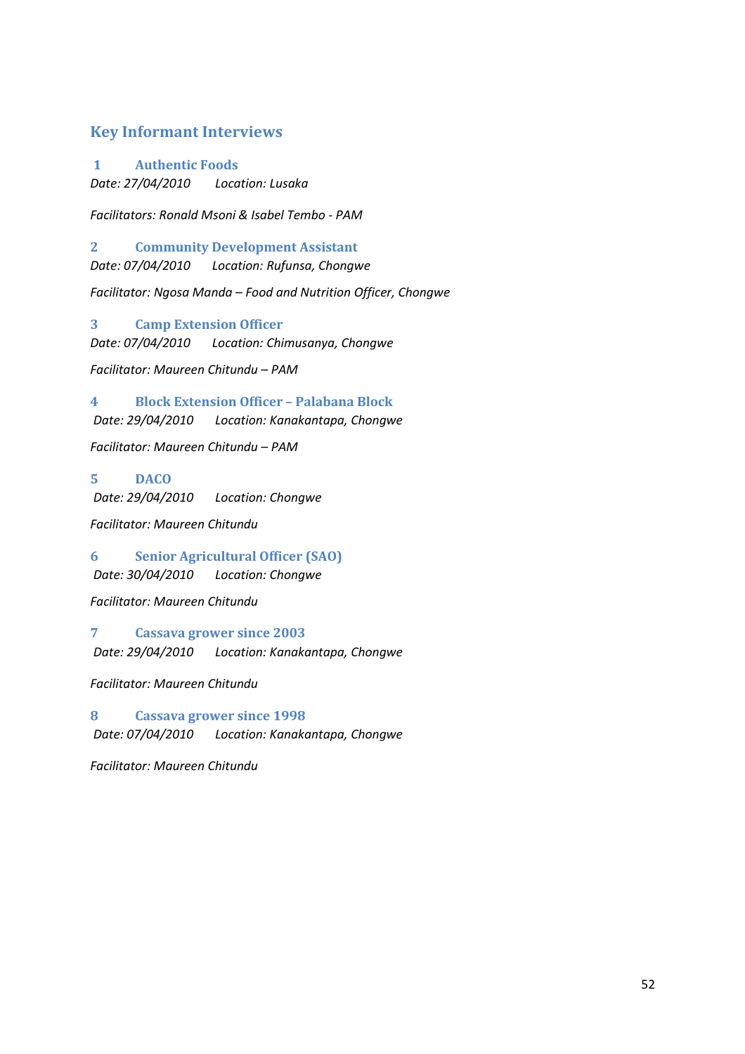## Key Informant Interviews

### 1 Authentic Foods

*Date: 27/04/2010 Location: Lusaka*

*Facilitators: Ronald Msoni & Isabel Tembo - PAM*

### 2 Community Development Assistant

*Date: 07/04/2010 Location: Rufunsa, Chongwe*

*Facilitator: Ngosa Manda – Food and Nutrition Officer, Chongwe*

### 3 Camp Extension Officer

*Date: 07/04/2010 Location: Chimusanya, Chongwe*

*Facilitator: Maureen Chitundu – PAM*

### 4 Block Extension Officer – Palabana Block

*Date: 29/04/2010 Location: Kanakantapa, Chongwe*

*Facilitator: Maureen Chitundu – PAM*

### 5 DACO

*Date: 29/04/2010 Location: Chongwe*

*Facilitator: Maureen Chitundu*

### 6 Senior Agricultural Officer (SAO)

*Date: 30/04/2010 Location: Chongwe*

*Facilitator: Maureen Chitundu*

### 7 Cassava grower since 2003

*Date: 29/04/2010 Location: Kanakantapa, Chongwe*

*Facilitator: Maureen Chitundu*

### 8 Cassava grower since 1998

*Date: 07/04/2010 Location: Kanakantapa, Chongwe*

*Facilitator: Maureen Chitundu*